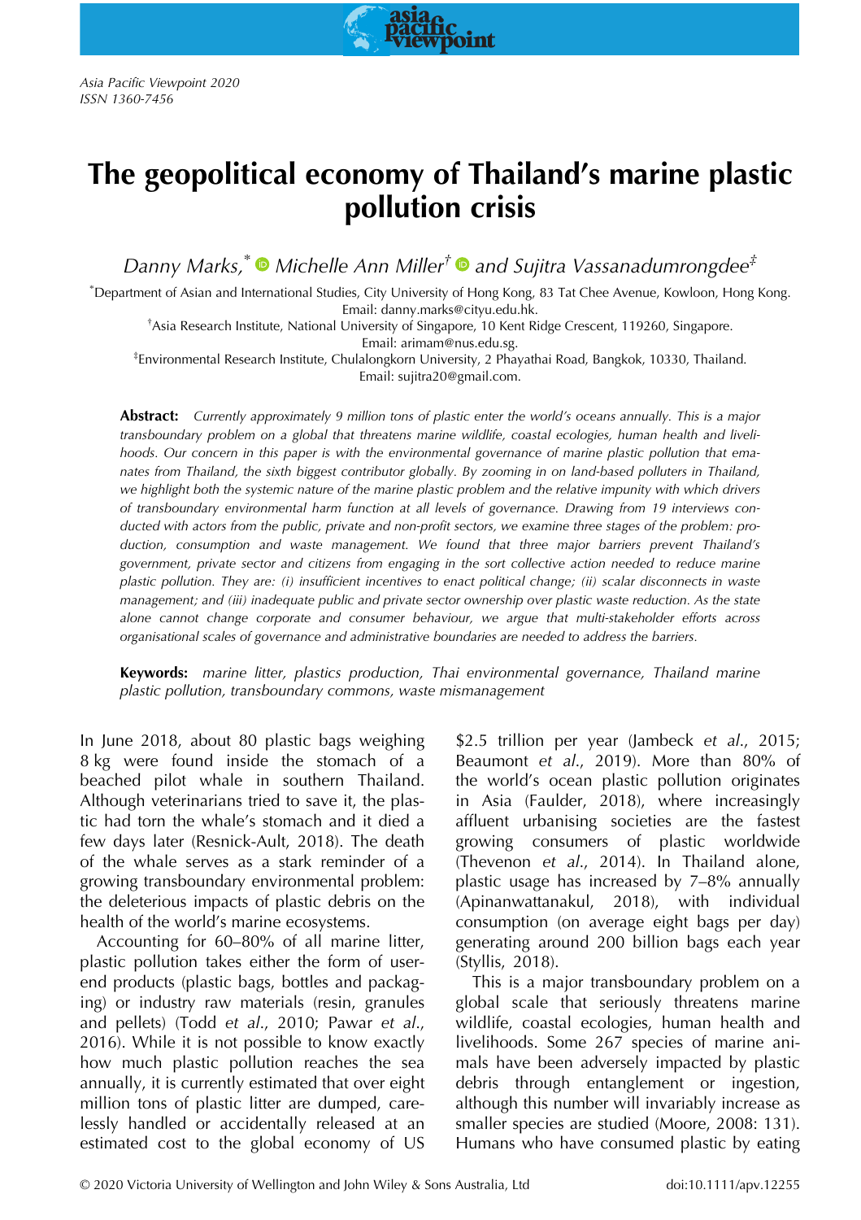# The geopolitical economy of Thailand's marine plastic pollution crisis

*Danny Marks,*[*] *Michelle Ann Miller*[†] *and Sujitra Vassanadumrongdee*[‡]

[*]Department of Asian and International Studies, City University of Hong Kong, 83 Tat Chee Avenue, Kowloon, Hong Kong. Email: danny.marks@cityu.edu.hk.

[†]Asia Research Institute, National University of Singapore, 10 Kent Ridge Crescent, 119260, Singapore. Email: arimam@nus.edu.sg.

[‡]Environmental Research Institute, Chulalongkorn University, 2 Phayathai Road, Bangkok, 10330, Thailand. Email: sujitra20@gmail.com.

**Abstract:** *Currently approximately 9 million tons of plastic enter the world's oceans annually. This is a major transboundary problem on a global that threatens marine wildlife, coastal ecologies, human health and livelihoods. Our concern in this paper is with the environmental governance of marine plastic pollution that emanates from Thailand, the sixth biggest contributor globally. By zooming in on land-based polluters in Thailand, we highlight both the systemic nature of the marine plastic problem and the relative impunity with which drivers of transboundary environmental harm function at all levels of governance. Drawing from 19 interviews conducted with actors from the public, private and non-profit sectors, we examine three stages of the problem: production, consumption and waste management. We found that three major barriers prevent Thailand's government, private sector and citizens from engaging in the sort collective action needed to reduce marine plastic pollution. They are: (i) insufficient incentives to enact political change; (ii) scalar disconnects in waste management; and (iii) inadequate public and private sector ownership over plastic waste reduction. As the state alone cannot change corporate and consumer behaviour, we argue that multi-stakeholder efforts across organisational scales of governance and administrative boundaries are needed to address the barriers.*

**Keywords:** *marine litter, plastics production, Thai environmental governance, Thailand marine plastic pollution, transboundary commons, waste mismanagement*

In June 2018, about 80 plastic bags weighing 8 kg were found inside the stomach of a beached pilot whale in southern Thailand. Although veterinarians tried to save it, the plastic had torn the whale's stomach and it died a few days later (Resnick-Ault, 2018). The death of the whale serves as a stark reminder of a growing transboundary environmental problem: the deleterious impacts of plastic debris on the health of the world's marine ecosystems.

Accounting for 60–80% of all marine litter, plastic pollution takes either the form of user-end products (plastic bags, bottles and packaging) or industry raw materials (resin, granules and pellets) (Todd *et al.*, 2010; Pawar *et al.*, 2016). While it is not possible to know exactly how much plastic pollution reaches the sea annually, it is currently estimated that over eight million tons of plastic litter are dumped, carelessly handled or accidentally released at an estimated cost to the global economy of US $2.5 trillion per year (Jambeck *et al.*, 2015; Beaumont *et al.*, 2019). More than 80% of the world's ocean plastic pollution originates in Asia (Faulder, 2018), where increasingly affluent urbanising societies are the fastest growing consumers of plastic worldwide (Thevenon *et al.*, 2014). In Thailand alone, plastic usage has increased by 7–8% annually (Apinanwattanakul, 2018), with individual consumption (on average eight bags per day) generating around 200 billion bags each year (Styllis, 2018).

This is a major transboundary problem on a global scale that seriously threatens marine wildlife, coastal ecologies, human health and livelihoods. Some 267 species of marine animals have been adversely impacted by plastic debris through entanglement or ingestion, although this number will invariably increase as smaller species are studied (Moore, 2008: 131). Humans who have consumed plastic by eating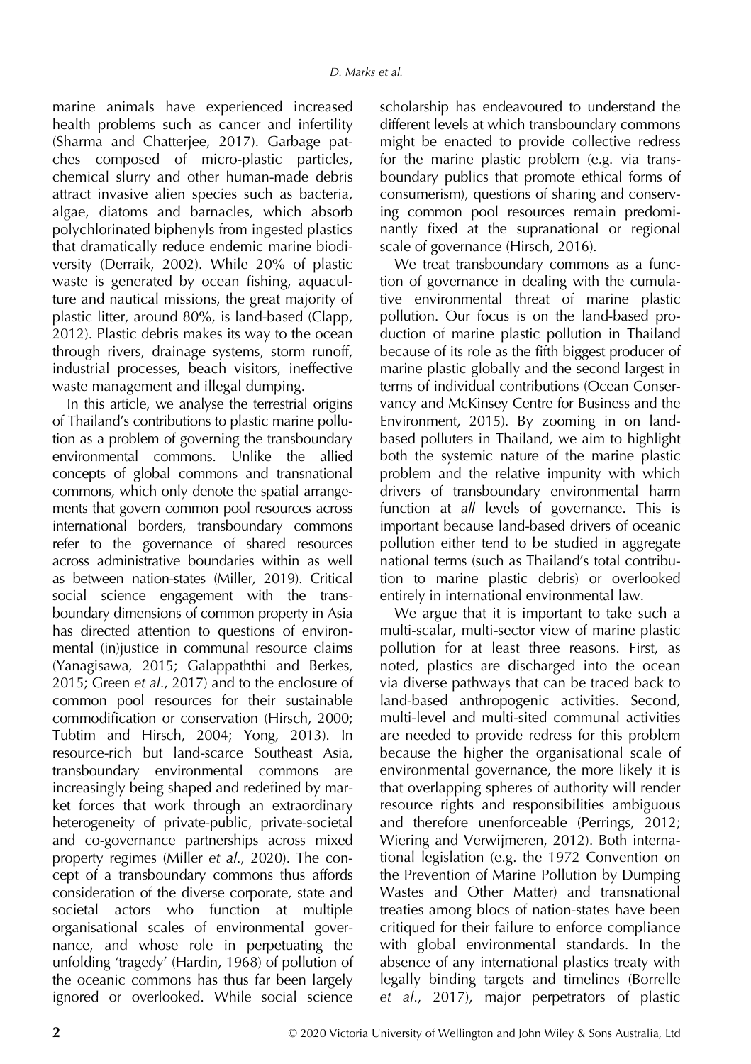marine animals have experienced increased health problems such as cancer and infertility (Sharma and Chatterjee, 2017). Garbage patches composed of micro-plastic particles, chemical slurry and other human-made debris attract invasive alien species such as bacteria, algae, diatoms and barnacles, which absorb polychlorinated biphenyls from ingested plastics that dramatically reduce endemic marine biodiversity (Derraik, 2002). While 20% of plastic waste is generated by ocean fishing, aquaculture and nautical missions, the great majority of plastic litter, around 80%, is land-based (Clapp, 2012). Plastic debris makes its way to the ocean through rivers, drainage systems, storm runoff, industrial processes, beach visitors, ineffective waste management and illegal dumping.

In this article, we analyse the terrestrial origins of Thailand's contributions to plastic marine pollution as a problem of governing the transboundary environmental commons. Unlike the allied concepts of global commons and transnational commons, which only denote the spatial arrangements that govern common pool resources across international borders, transboundary commons refer to the governance of shared resources across administrative boundaries within as well as between nation-states (Miller, 2019). Critical social science engagement with the transboundary dimensions of common property in Asia has directed attention to questions of environmental (in)justice in communal resource claims (Yanagisawa, 2015; Galappaththi and Berkes, 2015; Green *et al*., 2017) and to the enclosure of common pool resources for their sustainable commodification or conservation (Hirsch, 2000; Tubtim and Hirsch, 2004; Yong, 2013). In resource-rich but land-scarce Southeast Asia, transboundary environmental commons are increasingly being shaped and redefined by market forces that work through an extraordinary heterogeneity of private-public, private-societal and co-governance partnerships across mixed property regimes (Miller *et al*., 2020). The concept of a transboundary commons thus affords consideration of the diverse corporate, state and societal actors who function at multiple organisational scales of environmental governance, and whose role in perpetuating the unfolding 'tragedy' (Hardin, 1968) of pollution of the oceanic commons has thus far been largely ignored or overlooked. While social science scholarship has endeavoured to understand the different levels at which transboundary commons might be enacted to provide collective redress for the marine plastic problem (e.g. via transboundary publics that promote ethical forms of consumerism), questions of sharing and conserving common pool resources remain predominantly fixed at the supranational or regional scale of governance (Hirsch, 2016).

We treat transboundary commons as a function of governance in dealing with the cumulative environmental threat of marine plastic pollution. Our focus is on the land-based production of marine plastic pollution in Thailand because of its role as the fifth biggest producer of marine plastic globally and the second largest in terms of individual contributions (Ocean Conservancy and McKinsey Centre for Business and the Environment, 2015). By zooming in on land-based polluters in Thailand, we aim to highlight both the systemic nature of the marine plastic problem and the relative impunity with which drivers of transboundary environmental harm function at *all* levels of governance. This is important because land-based drivers of oceanic pollution either tend to be studied in aggregate national terms (such as Thailand's total contribution to marine plastic debris) or overlooked entirely in international environmental law.

We argue that it is important to take such a multi-scalar, multi-sector view of marine plastic pollution for at least three reasons. First, as noted, plastics are discharged into the ocean via diverse pathways that can be traced back to land-based anthropogenic activities. Second, multi-level and multi-sited communal activities are needed to provide redress for this problem because the higher the organisational scale of environmental governance, the more likely it is that overlapping spheres of authority will render resource rights and responsibilities ambiguous and therefore unenforceable (Perrings, 2012; Wiering and Verwijmeren, 2012). Both international legislation (e.g. the 1972 Convention on the Prevention of Marine Pollution by Dumping Wastes and Other Matter) and transnational treaties among blocs of nation-states have been critiqued for their failure to enforce compliance with global environmental standards. In the absence of any international plastics treaty with legally binding targets and timelines (Borrelle *et al*., 2017), major perpetrators of plastic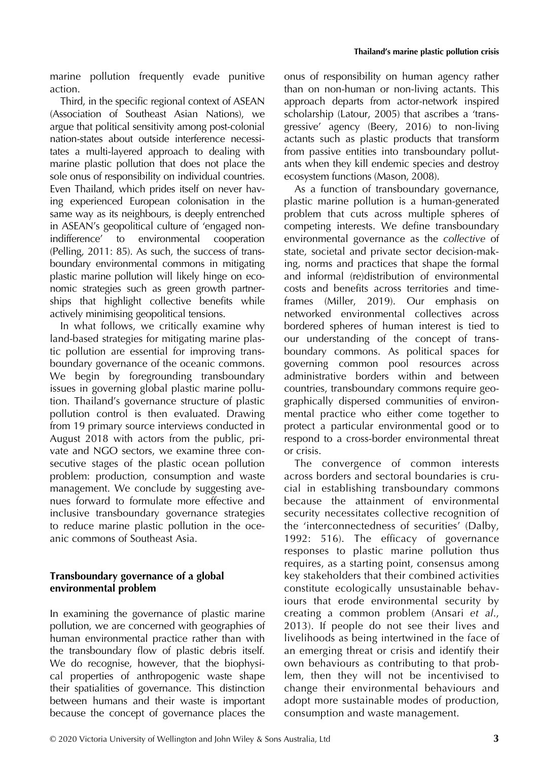marine pollution frequently evade punitive action.

Third, in the specific regional context of ASEAN (Association of Southeast Asian Nations), we argue that political sensitivity among post-colonial nation-states about outside interference necessitates a multi-layered approach to dealing with marine plastic pollution that does not place the sole onus of responsibility on individual countries. Even Thailand, which prides itself on never having experienced European colonisation in the same way as its neighbours, is deeply entrenched in ASEAN's geopolitical culture of 'engaged non-indifference' to environmental cooperation (Pelling, 2011: 85). As such, the success of transboundary environmental commons in mitigating plastic marine pollution will likely hinge on economic strategies such as green growth partnerships that highlight collective benefits while actively minimising geopolitical tensions.

In what follows, we critically examine why land-based strategies for mitigating marine plastic pollution are essential for improving transboundary governance of the oceanic commons. We begin by foregrounding transboundary issues in governing global plastic marine pollution. Thailand's governance structure of plastic pollution control is then evaluated. Drawing from 19 primary source interviews conducted in August 2018 with actors from the public, private and NGO sectors, we examine three consecutive stages of the plastic ocean pollution problem: production, consumption and waste management. We conclude by suggesting avenues forward to formulate more effective and inclusive transboundary governance strategies to reduce marine plastic pollution in the oceanic commons of Southeast Asia.

## Transboundary governance of a global environmental problem

In examining the governance of plastic marine pollution, we are concerned with geographies of human environmental practice rather than with the transboundary flow of plastic debris itself. We do recognise, however, that the biophysical properties of anthropogenic waste shape their spatialities of governance. This distinction between humans and their waste is important because the concept of governance places the onus of responsibility on human agency rather than on non-human or non-living actants. This approach departs from actor-network inspired scholarship (Latour, 2005) that ascribes a 'transgressive' agency (Beery, 2016) to non-living actants such as plastic products that transform from passive entities into transboundary pollutants when they kill endemic species and destroy ecosystem functions (Mason, 2008).

As a function of transboundary governance, plastic marine pollution is a human-generated problem that cuts across multiple spheres of competing interests. We define transboundary environmental governance as the *collective* of state, societal and private sector decision-making, norms and practices that shape the formal and informal (re)distribution of environmental costs and benefits across territories and timeframes (Miller, 2019). Our emphasis on networked environmental collectives across bordered spheres of human interest is tied to our understanding of the concept of transboundary commons. As political spaces for governing common pool resources across administrative borders within and between countries, transboundary commons require geographically dispersed communities of environmental practice who either come together to protect a particular environmental good or to respond to a cross-border environmental threat or crisis.

The convergence of common interests across borders and sectoral boundaries is crucial in establishing transboundary commons because the attainment of environmental security necessitates collective recognition of the 'interconnectedness of securities' (Dalby, 1992: 516). The efficacy of governance responses to plastic marine pollution thus requires, as a starting point, consensus among key stakeholders that their combined activities constitute ecologically unsustainable behaviours that erode environmental security by creating a common problem (Ansari *et al*., 2013). If people do not see their lives and livelihoods as being intertwined in the face of an emerging threat or crisis and identify their own behaviours as contributing to that problem, then they will not be incentivised to change their environmental behaviours and adopt more sustainable modes of production, consumption and waste management.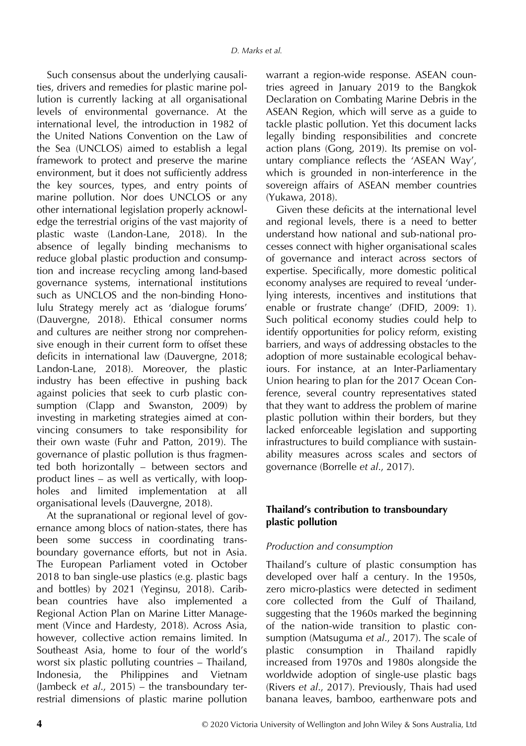Such consensus about the underlying causalities, drivers and remedies for plastic marine pollution is currently lacking at all organisational levels of environmental governance. At the international level, the introduction in 1982 of the United Nations Convention on the Law of the Sea (UNCLOS) aimed to establish a legal framework to protect and preserve the marine environment, but it does not sufficiently address the key sources, types, and entry points of marine pollution. Nor does UNCLOS or any other international legislation properly acknowledge the terrestrial origins of the vast majority of plastic waste (Landon-Lane, 2018). In the absence of legally binding mechanisms to reduce global plastic production and consumption and increase recycling among land-based governance systems, international institutions such as UNCLOS and the non-binding Honolulu Strategy merely act as 'dialogue forums' (Dauvergne, 2018). Ethical consumer norms and cultures are neither strong nor comprehensive enough in their current form to offset these deficits in international law (Dauvergne, 2018; Landon-Lane, 2018). Moreover, the plastic industry has been effective in pushing back against policies that seek to curb plastic consumption (Clapp and Swanston, 2009) by investing in marketing strategies aimed at convincing consumers to take responsibility for their own waste (Fuhr and Patton, 2019). The governance of plastic pollution is thus fragmented both horizontally – between sectors and product lines – as well as vertically, with loopholes and limited implementation at all organisational levels (Dauvergne, 2018).

At the supranational or regional level of governance among blocs of nation-states, there has been some success in coordinating transboundary governance efforts, but not in Asia. The European Parliament voted in October 2018 to ban single-use plastics (e.g. plastic bags and bottles) by 2021 (Yeginsu, 2018). Caribbean countries have also implemented a Regional Action Plan on Marine Litter Management (Vince and Hardesty, 2018). Across Asia, however, collective action remains limited. In Southeast Asia, home to four of the world's worst six plastic polluting countries – Thailand, Indonesia, the Philippines and Vietnam (Jambeck *et al*., 2015) – the transboundary terrestrial dimensions of plastic marine pollution warrant a region-wide response. ASEAN countries agreed in January 2019 to the Bangkok Declaration on Combating Marine Debris in the ASEAN Region, which will serve as a guide to tackle plastic pollution. Yet this document lacks legally binding responsibilities and concrete action plans (Gong, 2019). Its premise on voluntary compliance reflects the 'ASEAN Way', which is grounded in non-interference in the sovereign affairs of ASEAN member countries (Yukawa, 2018).

Given these deficits at the international level and regional levels, there is a need to better understand how national and sub-national processes connect with higher organisational scales of governance and interact across sectors of expertise. Specifically, more domestic political economy analyses are required to reveal 'underlying interests, incentives and institutions that enable or frustrate change' (DFID, 2009: 1). Such political economy studies could help to identify opportunities for policy reform, existing barriers, and ways of addressing obstacles to the adoption of more sustainable ecological behaviours. For instance, at an Inter-Parliamentary Union hearing to plan for the 2017 Ocean Conference, several country representatives stated that they want to address the problem of marine plastic pollution within their borders, but they lacked enforceable legislation and supporting infrastructures to build compliance with sustainability measures across scales and sectors of governance (Borrelle *et al*., 2017).

## Thailand's contribution to transboundary plastic pollution

### *Production and consumption*

Thailand's culture of plastic consumption has developed over half a century. In the 1950s, zero micro-plastics were detected in sediment core collected from the Gulf of Thailand, suggesting that the 1960s marked the beginning of the nation-wide transition to plastic consumption (Matsuguma *et al*., 2017). The scale of plastic consumption in Thailand rapidly increased from 1970s and 1980s alongside the worldwide adoption of single-use plastic bags (Rivers *et al*., 2017). Previously, Thais had used banana leaves, bamboo, earthenware pots and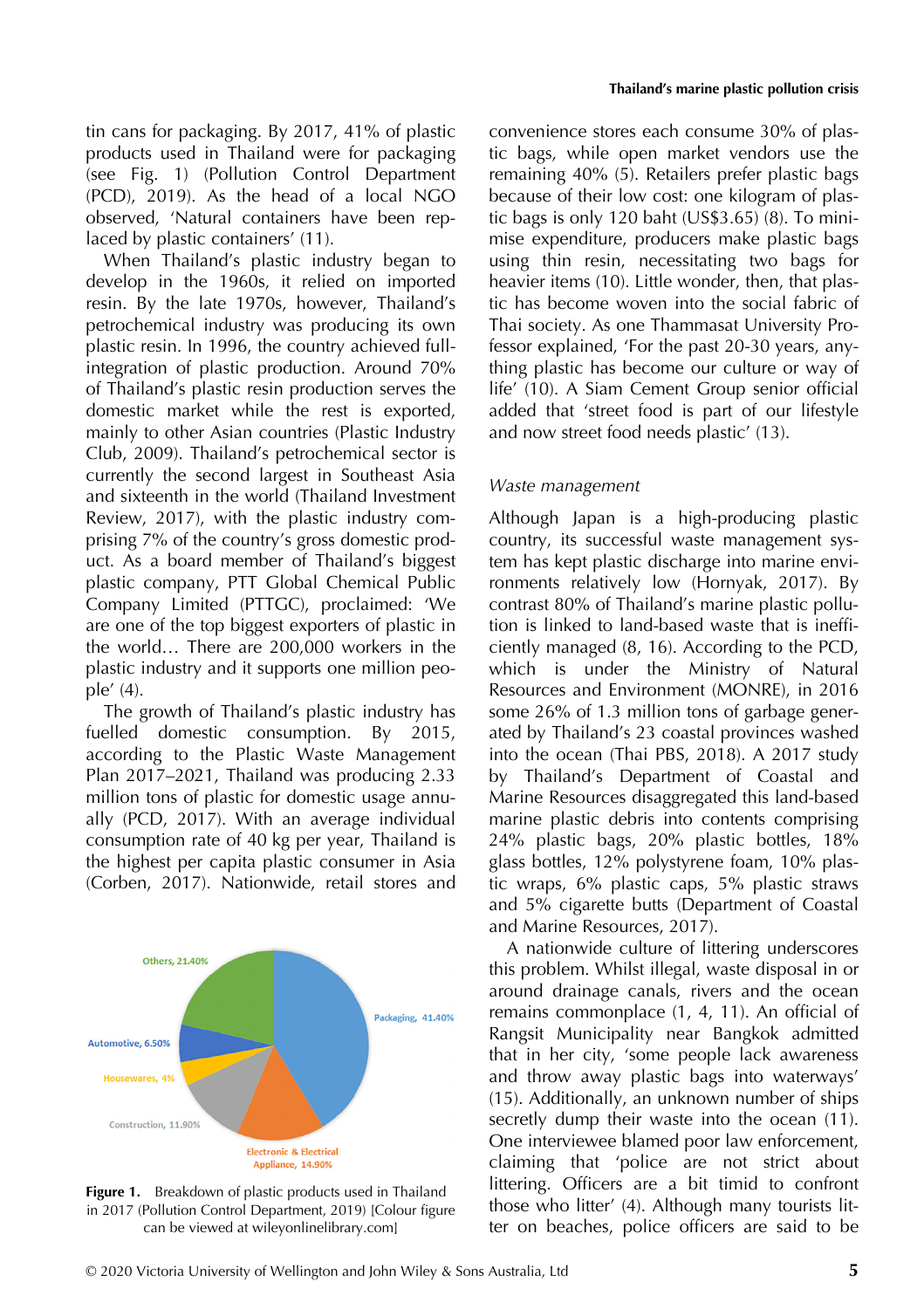tin cans for packaging. By 2017, 41% of plastic products used in Thailand were for packaging (see Fig. 1) (Pollution Control Department (PCD), 2019). As the head of a local NGO observed, 'Natural containers have been replaced by plastic containers' (11).

When Thailand's plastic industry began to develop in the 1960s, it relied on imported resin. By the late 1970s, however, Thailand's petrochemical industry was producing its own plastic resin. In 1996, the country achieved full-integration of plastic production. Around 70% of Thailand's plastic resin production serves the domestic market while the rest is exported, mainly to other Asian countries (Plastic Industry Club, 2009). Thailand's petrochemical sector is currently the second largest in Southeast Asia and sixteenth in the world (Thailand Investment Review, 2017), with the plastic industry comprising 7% of the country's gross domestic product. As a board member of Thailand's biggest plastic company, PTT Global Chemical Public Company Limited (PTTGC), proclaimed: 'We are one of the top biggest exporters of plastic in the world… There are 200,000 workers in the plastic industry and it supports one million people' (4).

The growth of Thailand's plastic industry has fuelled domestic consumption. By 2015, according to the Plastic Waste Management Plan 2017–2021, Thailand was producing 2.33 million tons of plastic for domestic usage annually (PCD, 2017). With an average individual consumption rate of 40 kg per year, Thailand is the highest per capita plastic consumer in Asia (Corben, 2017). Nationwide, retail stores and convenience stores each consume 30% of plastic bags, while open market vendors use the remaining 40% (5). Retailers prefer plastic bags because of their low cost: one kilogram of plastic bags is only 120 baht (US$3.65) (8). To minimise expenditure, producers make plastic bags using thin resin, necessitating two bags for heavier items (10). Little wonder, then, that plastic has become woven into the social fabric of Thai society. As one Thammasat University Professor explained, 'For the past 20-30 years, anything plastic has become our culture or way of life' (10). A Siam Cement Group senior official added that 'street food is part of our lifestyle and now street food needs plastic' (13).

Others, 21.40%
Packaging, 41.40%
Automotive, 6.50%
Housewares, 4%
Construction, 11.90%
Electronic & Electrical Appliance, 14.90%

**Figure 1.** Breakdown of plastic products used in Thailand in 2017 (Pollution Control Department, 2019) [Colour figure can be viewed at wileyonlinelibrary.com]

### *Waste management*

Although Japan is a high-producing plastic country, its successful waste management system has kept plastic discharge into marine environments relatively low (Hornyak, 2017). By contrast 80% of Thailand's marine plastic pollution is linked to land-based waste that is inefficiently managed (8, 16). According to the PCD, which is under the Ministry of Natural Resources and Environment (MONRE), in 2016 some 26% of 1.3 million tons of garbage generated by Thailand's 23 coastal provinces washed into the ocean (Thai PBS, 2018). A 2017 study by Thailand's Department of Coastal and Marine Resources disaggregated this land-based marine plastic debris into contents comprising 24% plastic bags, 20% plastic bottles, 18% glass bottles, 12% polystyrene foam, 10% plastic wraps, 6% plastic caps, 5% plastic straws and 5% cigarette butts (Department of Coastal and Marine Resources, 2017).

A nationwide culture of littering underscores this problem. Whilst illegal, waste disposal in or around drainage canals, rivers and the ocean remains commonplace (1, 4, 11). An official of Rangsit Municipality near Bangkok admitted that in her city, 'some people lack awareness and throw away plastic bags into waterways' (15). Additionally, an unknown number of ships secretly dump their waste into the ocean (11). One interviewee blamed poor law enforcement, claiming that 'police are not strict about littering. Officers are a bit timid to confront those who litter' (4). Although many tourists litter on beaches, police officers are said to be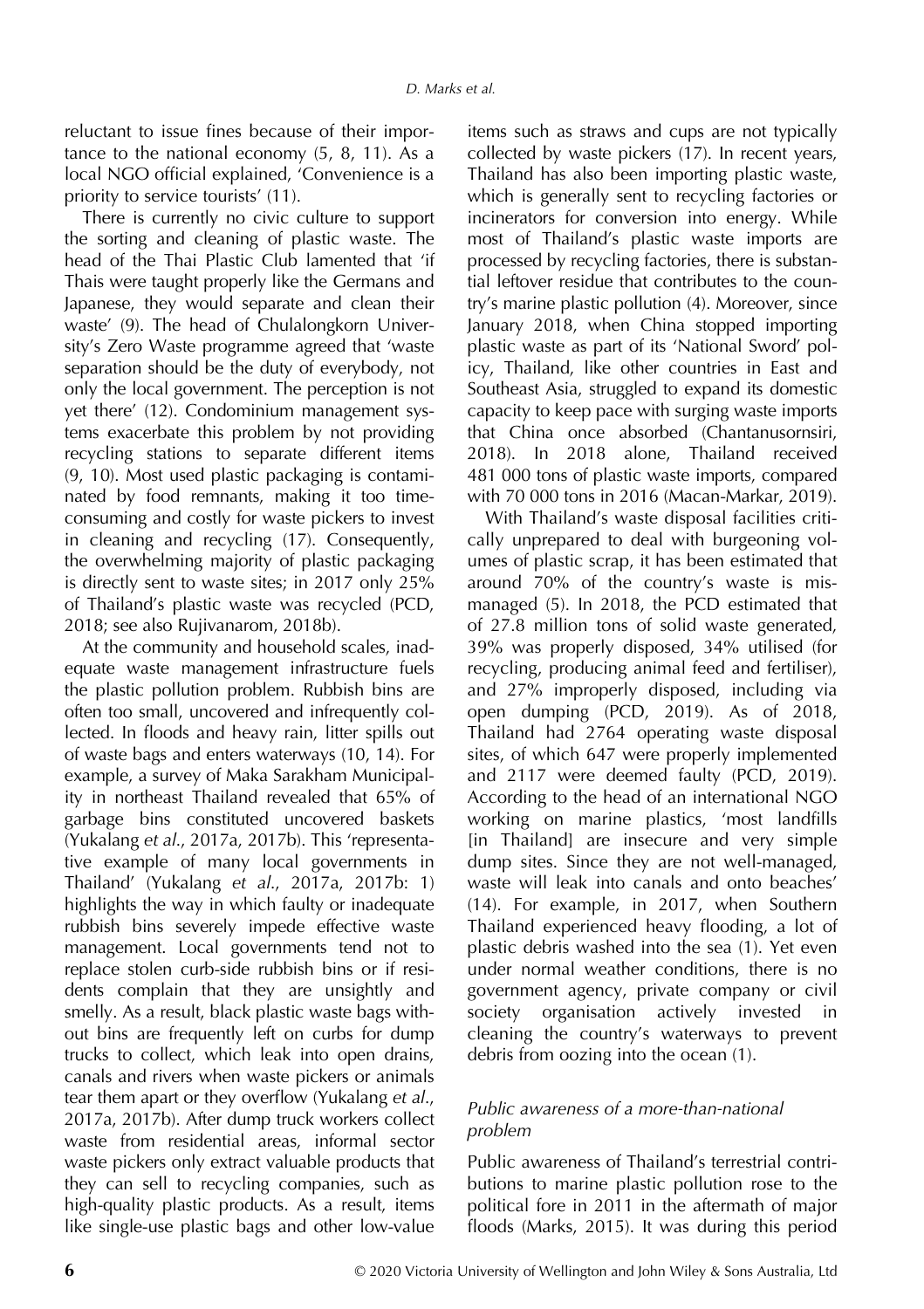reluctant to issue fines because of their importance to the national economy (5, 8, 11). As a local NGO official explained, 'Convenience is a priority to service tourists' (11).

There is currently no civic culture to support the sorting and cleaning of plastic waste. The head of the Thai Plastic Club lamented that 'if Thais were taught properly like the Germans and Japanese, they would separate and clean their waste' (9). The head of Chulalongkorn University's Zero Waste programme agreed that 'waste separation should be the duty of everybody, not only the local government. The perception is not yet there' (12). Condominium management systems exacerbate this problem by not providing recycling stations to separate different items (9, 10). Most used plastic packaging is contaminated by food remnants, making it too time-consuming and costly for waste pickers to invest in cleaning and recycling (17). Consequently, the overwhelming majority of plastic packaging is directly sent to waste sites; in 2017 only 25% of Thailand's plastic waste was recycled (PCD, 2018; see also Rujivanarom, 2018b).

At the community and household scales, inadequate waste management infrastructure fuels the plastic pollution problem. Rubbish bins are often too small, uncovered and infrequently collected. In floods and heavy rain, litter spills out of waste bags and enters waterways (10, 14). For example, a survey of Maka Sarakham Municipality in northeast Thailand revealed that 65% of garbage bins constituted uncovered baskets (Yukalang *et al*., 2017a, 2017b). This 'representative example of many local governments in Thailand' (Yukalang *et al*., 2017a, 2017b: 1) highlights the way in which faulty or inadequate rubbish bins severely impede effective waste management. Local governments tend not to replace stolen curb-side rubbish bins or if residents complain that they are unsightly and smelly. As a result, black plastic waste bags without bins are frequently left on curbs for dump trucks to collect, which leak into open drains, canals and rivers when waste pickers or animals tear them apart or they overflow (Yukalang *et al*., 2017a, 2017b). After dump truck workers collect waste from residential areas, informal sector waste pickers only extract valuable products that they can sell to recycling companies, such as high-quality plastic products. As a result, items like single-use plastic bags and other low-value items such as straws and cups are not typically collected by waste pickers (17). In recent years, Thailand has also been importing plastic waste, which is generally sent to recycling factories or incinerators for conversion into energy. While most of Thailand's plastic waste imports are processed by recycling factories, there is substantial leftover residue that contributes to the country's marine plastic pollution (4). Moreover, since January 2018, when China stopped importing plastic waste as part of its 'National Sword' policy, Thailand, like other countries in East and Southeast Asia, struggled to expand its domestic capacity to keep pace with surging waste imports that China once absorbed (Chantanusornsiri, 2018). In 2018 alone, Thailand received 481 000 tons of plastic waste imports, compared with 70 000 tons in 2016 (Macan-Markar, 2019).

With Thailand's waste disposal facilities critically unprepared to deal with burgeoning volumes of plastic scrap, it has been estimated that around 70% of the country's waste is mismanaged (5). In 2018, the PCD estimated that of 27.8 million tons of solid waste generated, 39% was properly disposed, 34% utilised (for recycling, producing animal feed and fertiliser), and 27% improperly disposed, including via open dumping (PCD, 2019). As of 2018, Thailand had 2764 operating waste disposal sites, of which 647 were properly implemented and 2117 were deemed faulty (PCD, 2019). According to the head of an international NGO working on marine plastics, 'most landfills [in Thailand] are insecure and very simple dump sites. Since they are not well-managed, waste will leak into canals and onto beaches' (14). For example, in 2017, when Southern Thailand experienced heavy flooding, a lot of plastic debris washed into the sea (1). Yet even under normal weather conditions, there is no government agency, private company or civil society organisation actively invested in cleaning the country's waterways to prevent debris from oozing into the ocean (1).

### *Public awareness of a more-than-national problem*

Public awareness of Thailand's terrestrial contributions to marine plastic pollution rose to the political fore in 2011 in the aftermath of major floods (Marks, 2015). It was during this period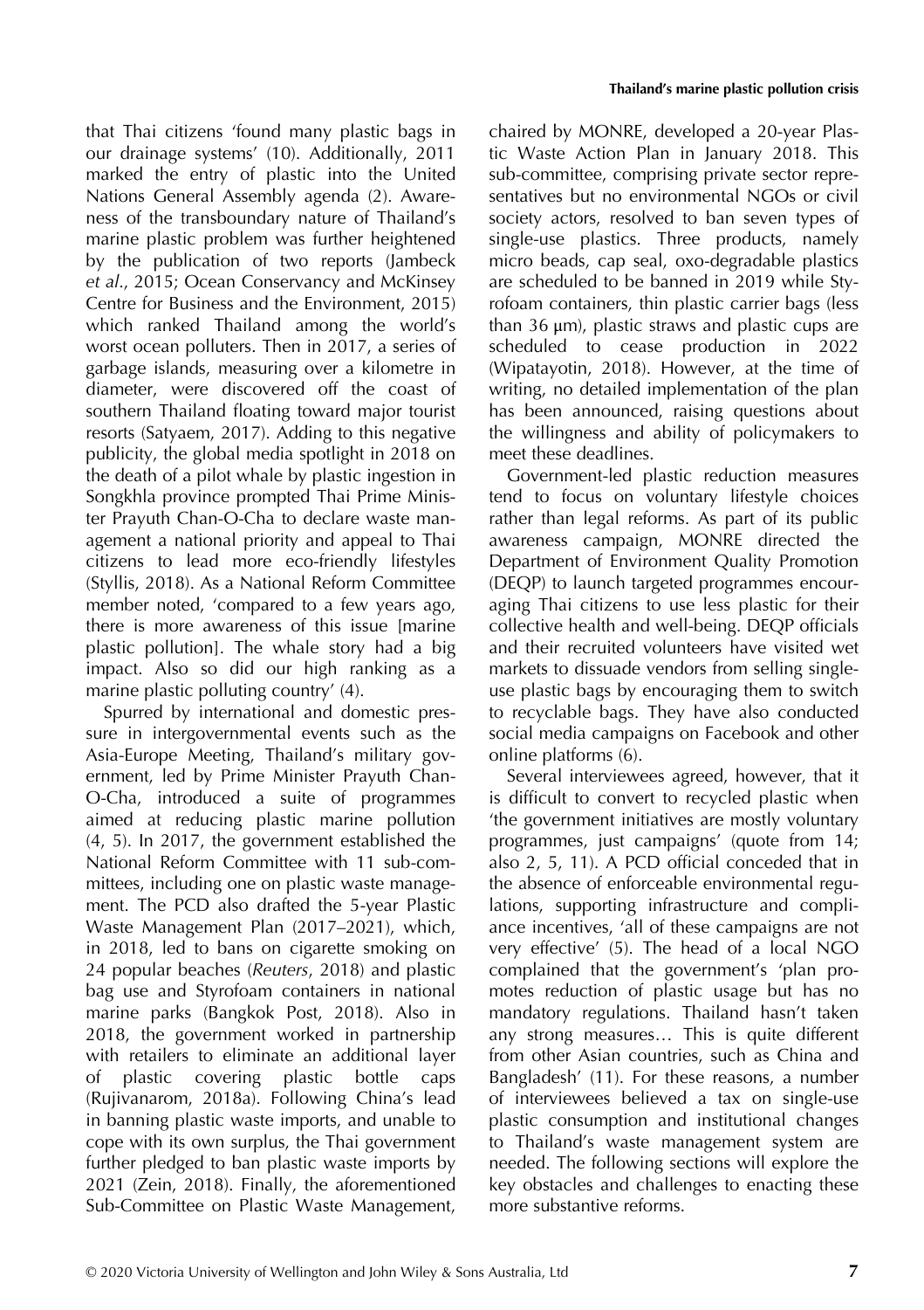that Thai citizens 'found many plastic bags in our drainage systems' (10). Additionally, 2011 marked the entry of plastic into the United Nations General Assembly agenda (2). Awareness of the transboundary nature of Thailand's marine plastic problem was further heightened by the publication of two reports (Jambeck *et al*., 2015; Ocean Conservancy and McKinsey Centre for Business and the Environment, 2015) which ranked Thailand among the world's worst ocean polluters. Then in 2017, a series of garbage islands, measuring over a kilometre in diameter, were discovered off the coast of southern Thailand floating toward major tourist resorts (Satyaem, 2017). Adding to this negative publicity, the global media spotlight in 2018 on the death of a pilot whale by plastic ingestion in Songkhla province prompted Thai Prime Minister Prayuth Chan-O-Cha to declare waste management a national priority and appeal to Thai citizens to lead more eco-friendly lifestyles (Styllis, 2018). As a National Reform Committee member noted, 'compared to a few years ago, there is more awareness of this issue [marine plastic pollution]. The whale story had a big impact. Also so did our high ranking as a marine plastic polluting country' (4).

Spurred by international and domestic pressure in intergovernmental events such as the Asia-Europe Meeting, Thailand's military government, led by Prime Minister Prayuth Chan-O-Cha, introduced a suite of programmes aimed at reducing plastic marine pollution (4, 5). In 2017, the government established the National Reform Committee with 11 sub-committees, including one on plastic waste management. The PCD also drafted the 5-year Plastic Waste Management Plan (2017–2021), which, in 2018, led to bans on cigarette smoking on 24 popular beaches (*Reuters*, 2018) and plastic bag use and Styrofoam containers in national marine parks (Bangkok Post, 2018). Also in 2018, the government worked in partnership with retailers to eliminate an additional layer of plastic covering plastic bottle caps (Rujivanarom, 2018a). Following China's lead in banning plastic waste imports, and unable to cope with its own surplus, the Thai government further pledged to ban plastic waste imports by 2021 (Zein, 2018). Finally, the aforementioned Sub-Committee on Plastic Waste Management, chaired by MONRE, developed a 20-year Plastic Waste Action Plan in January 2018. This sub-committee, comprising private sector representatives but no environmental NGOs or civil society actors, resolved to ban seven types of single-use plastics. Three products, namely micro beads, cap seal, oxo-degradable plastics are scheduled to be banned in 2019 while Styrofoam containers, thin plastic carrier bags (less than 36 μm), plastic straws and plastic cups are scheduled to cease production in 2022 (Wipatayotin, 2018). However, at the time of writing, no detailed implementation of the plan has been announced, raising questions about the willingness and ability of policymakers to meet these deadlines.

Government-led plastic reduction measures tend to focus on voluntary lifestyle choices rather than legal reforms. As part of its public awareness campaign, MONRE directed the Department of Environment Quality Promotion (DEQP) to launch targeted programmes encouraging Thai citizens to use less plastic for their collective health and well-being. DEQP officials and their recruited volunteers have visited wet markets to dissuade vendors from selling single-use plastic bags by encouraging them to switch to recyclable bags. They have also conducted social media campaigns on Facebook and other online platforms (6).

Several interviewees agreed, however, that it is difficult to convert to recycled plastic when 'the government initiatives are mostly voluntary programmes, just campaigns' (quote from 14; also 2, 5, 11). A PCD official conceded that in the absence of enforceable environmental regulations, supporting infrastructure and compliance incentives, 'all of these campaigns are not very effective' (5). The head of a local NGO complained that the government's 'plan promotes reduction of plastic usage but has no mandatory regulations. Thailand hasn't taken any strong measures… This is quite different from other Asian countries, such as China and Bangladesh' (11). For these reasons, a number of interviewees believed a tax on single-use plastic consumption and institutional changes to Thailand's waste management system are needed. The following sections will explore the key obstacles and challenges to enacting these more substantive reforms.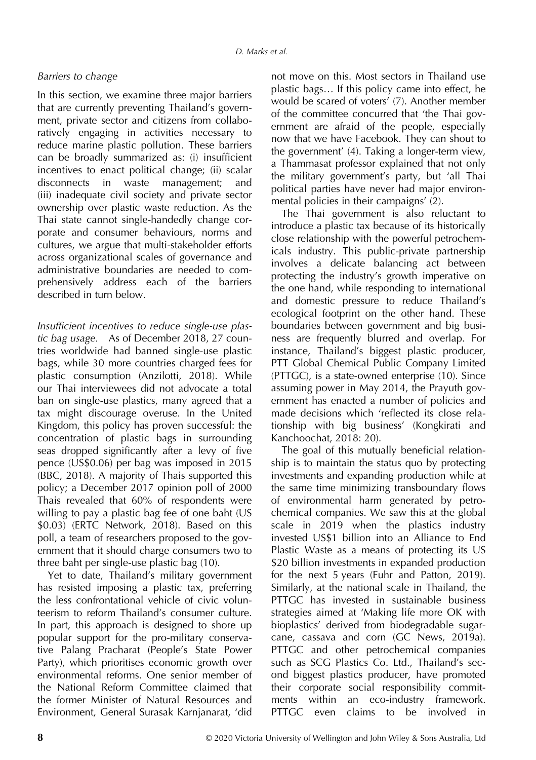### *Barriers to change*

In this section, we examine three major barriers that are currently preventing Thailand's government, private sector and citizens from collaboratively engaging in activities necessary to reduce marine plastic pollution. These barriers can be broadly summarized as: (i) insufficient incentives to enact political change; (ii) scalar disconnects in waste management; and (iii) inadequate civil society and private sector ownership over plastic waste reduction. As the Thai state cannot single-handedly change corporate and consumer behaviours, norms and cultures, we argue that multi-stakeholder efforts across organizational scales of governance and administrative boundaries are needed to comprehensively address each of the barriers described in turn below.

*Insufficient incentives to reduce single-use plastic bag usage.* As of December 2018, 27 countries worldwide had banned single-use plastic bags, while 30 more countries charged fees for plastic consumption (Anzilotti, 2018). While our Thai interviewees did not advocate a total ban on single-use plastics, many agreed that a tax might discourage overuse. In the United Kingdom, this policy has proven successful: the concentration of plastic bags in surrounding seas dropped significantly after a levy of five pence (US$0.06) per bag was imposed in 2015 (BBC, 2018). A majority of Thais supported this policy; a December 2017 opinion poll of 2000 Thais revealed that 60% of respondents were willing to pay a plastic bag fee of one baht (US $0.03) (ERTC Network, 2018). Based on this poll, a team of researchers proposed to the government that it should charge consumers two to three baht per single-use plastic bag (10).

Yet to date, Thailand's military government has resisted imposing a plastic tax, preferring the less confrontational vehicle of civic volunteerism to reform Thailand's consumer culture. In part, this approach is designed to shore up popular support for the pro-military conservative Palang Pracharat (People's State Power Party), which prioritises economic growth over environmental reforms. One senior member of the National Reform Committee claimed that the former Minister of Natural Resources and Environment, General Surasak Karnjanarat, 'did not move on this. Most sectors in Thailand use plastic bags… If this policy came into effect, he would be scared of voters' (7). Another member of the committee concurred that 'the Thai government are afraid of the people, especially now that we have Facebook. They can shout to the government' (4). Taking a longer-term view, a Thammasat professor explained that not only the military government's party, but 'all Thai political parties have never had major environmental policies in their campaigns' (2).

The Thai government is also reluctant to introduce a plastic tax because of its historically close relationship with the powerful petrochemicals industry. This public-private partnership involves a delicate balancing act between protecting the industry's growth imperative on the one hand, while responding to international and domestic pressure to reduce Thailand's ecological footprint on the other hand. These boundaries between government and big business are frequently blurred and overlap. For instance, Thailand's biggest plastic producer, PTT Global Chemical Public Company Limited (PTTGC), is a state-owned enterprise (10). Since assuming power in May 2014, the Prayuth government has enacted a number of policies and made decisions which 'reflected its close relationship with big business' (Kongkirati and Kanchoochat, 2018: 20).

The goal of this mutually beneficial relationship is to maintain the status quo by protecting investments and expanding production while at the same time minimizing transboundary flows of environmental harm generated by petrochemical companies. We saw this at the global scale in 2019 when the plastics industry invested US$1 billion into an Alliance to End Plastic Waste as a means of protecting its US $20 billion investments in expanded production for the next 5 years (Fuhr and Patton, 2019). Similarly, at the national scale in Thailand, the PTTGC has invested in sustainable business strategies aimed at 'Making life more OK with bioplastics' derived from biodegradable sugarcane, cassava and corn (GC News, 2019a). PTTGC and other petrochemical companies such as SCG Plastics Co. Ltd., Thailand's second biggest plastics producer, have promoted their corporate social responsibility commitments within an eco-industry framework. PTTGC even claims to be involved in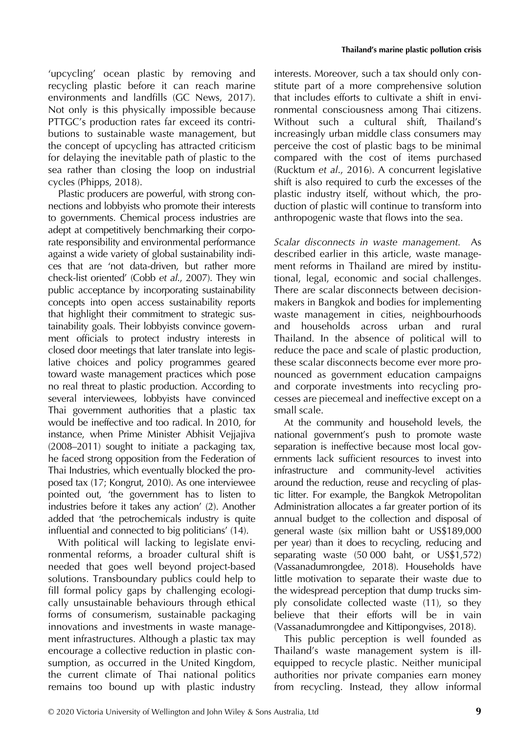'upcycling' ocean plastic by removing and recycling plastic before it can reach marine environments and landfills (GC News, 2017). Not only is this physically impossible because PTTGC's production rates far exceed its contributions to sustainable waste management, but the concept of upcycling has attracted criticism for delaying the inevitable path of plastic to the sea rather than closing the loop on industrial cycles (Phipps, 2018).

Plastic producers are powerful, with strong connections and lobbyists who promote their interests to governments. Chemical process industries are adept at competitively benchmarking their corporate responsibility and environmental performance against a wide variety of global sustainability indices that are 'not data-driven, but rather more check-list oriented' (Cobb *et al*., 2007). They win public acceptance by incorporating sustainability concepts into open access sustainability reports that highlight their commitment to strategic sustainability goals. Their lobbyists convince government officials to protect industry interests in closed door meetings that later translate into legislative choices and policy programmes geared toward waste management practices which pose no real threat to plastic production. According to several interviewees, lobbyists have convinced Thai government authorities that a plastic tax would be ineffective and too radical. In 2010, for instance, when Prime Minister Abhisit Vejjajiva (2008–2011) sought to initiate a packaging tax, he faced strong opposition from the Federation of Thai Industries, which eventually blocked the proposed tax (17; Kongrut, 2010). As one interviewee pointed out, 'the government has to listen to industries before it takes any action' (2). Another added that 'the petrochemicals industry is quite influential and connected to big politicians' (14).

With political will lacking to legislate environmental reforms, a broader cultural shift is needed that goes well beyond project-based solutions. Transboundary publics could help to fill formal policy gaps by challenging ecologically unsustainable behaviours through ethical forms of consumerism, sustainable packaging innovations and investments in waste management infrastructures. Although a plastic tax may encourage a collective reduction in plastic consumption, as occurred in the United Kingdom, the current climate of Thai national politics remains too bound up with plastic industry interests. Moreover, such a tax should only constitute part of a more comprehensive solution that includes efforts to cultivate a shift in environmental consciousness among Thai citizens. Without such a cultural shift, Thailand's increasingly urban middle class consumers may perceive the cost of plastic bags to be minimal compared with the cost of items purchased (Rucktum *et al*., 2016). A concurrent legislative shift is also required to curb the excesses of the plastic industry itself, without which, the production of plastic will continue to transform into anthropogenic waste that flows into the sea.

*Scalar disconnects in waste management.* As described earlier in this article, waste management reforms in Thailand are mired by institutional, legal, economic and social challenges. There are scalar disconnects between decision-makers in Bangkok and bodies for implementing waste management in cities, neighbourhoods and households across urban and rural Thailand. In the absence of political will to reduce the pace and scale of plastic production, these scalar disconnects become ever more pronounced as government education campaigns and corporate investments into recycling processes are piecemeal and ineffective except on a small scale.

At the community and household levels, the national government's push to promote waste separation is ineffective because most local governments lack sufficient resources to invest into infrastructure and community-level activities around the reduction, reuse and recycling of plastic litter. For example, the Bangkok Metropolitan Administration allocates a far greater portion of its annual budget to the collection and disposal of general waste (six million baht or US$189,000 per year) than it does to recycling, reducing and separating waste (50 000 baht, or US$1,572) (Vassanadumrongdee, 2018). Households have little motivation to separate their waste due to the widespread perception that dump trucks simply consolidate collected waste (11), so they believe that their efforts will be in vain (Vassanadumrongdee and Kittipongvises, 2018).

This public perception is well founded as Thailand's waste management system is ill-equipped to recycle plastic. Neither municipal authorities nor private companies earn money from recycling. Instead, they allow informal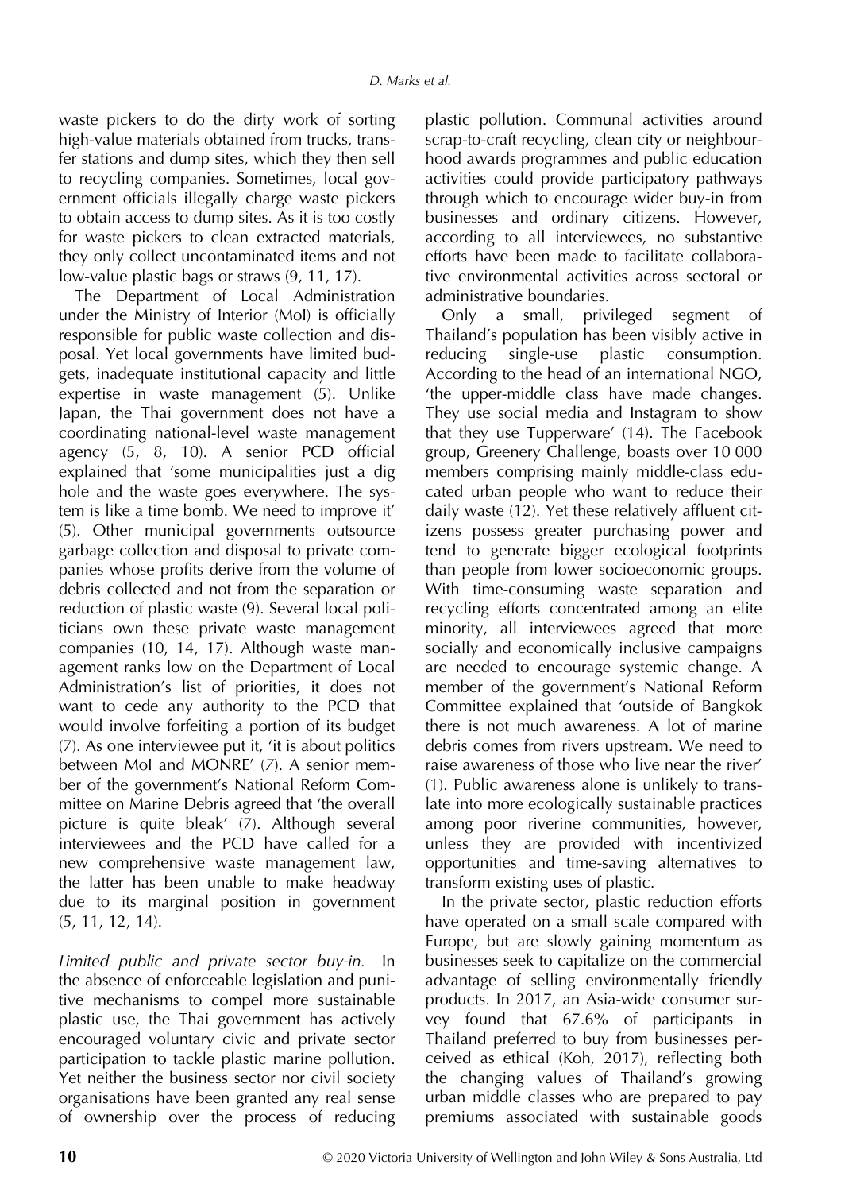waste pickers to do the dirty work of sorting high-value materials obtained from trucks, transfer stations and dump sites, which they then sell to recycling companies. Sometimes, local government officials illegally charge waste pickers to obtain access to dump sites. As it is too costly for waste pickers to clean extracted materials, they only collect uncontaminated items and not low-value plastic bags or straws (9, 11, 17).

The Department of Local Administration under the Ministry of Interior (MoI) is officially responsible for public waste collection and disposal. Yet local governments have limited budgets, inadequate institutional capacity and little expertise in waste management (5). Unlike Japan, the Thai government does not have a coordinating national-level waste management agency (5, 8, 10). A senior PCD official explained that 'some municipalities just a dig hole and the waste goes everywhere. The system is like a time bomb. We need to improve it' (5). Other municipal governments outsource garbage collection and disposal to private companies whose profits derive from the volume of debris collected and not from the separation or reduction of plastic waste (9). Several local politicians own these private waste management companies (10, 14, 17). Although waste management ranks low on the Department of Local Administration's list of priorities, it does not want to cede any authority to the PCD that would involve forfeiting a portion of its budget (7). As one interviewee put it, 'it is about politics between MoI and MONRE' (*7*). A senior member of the government's National Reform Committee on Marine Debris agreed that 'the overall picture is quite bleak' (7). Although several interviewees and the PCD have called for a new comprehensive waste management law, the latter has been unable to make headway due to its marginal position in government (5, 11, 12, 14).

*Limited public and private sector buy-in.* In the absence of enforceable legislation and punitive mechanisms to compel more sustainable plastic use, the Thai government has actively encouraged voluntary civic and private sector participation to tackle plastic marine pollution. Yet neither the business sector nor civil society organisations have been granted any real sense of ownership over the process of reducing plastic pollution. Communal activities around scrap-to-craft recycling, clean city or neighbourhood awards programmes and public education activities could provide participatory pathways through which to encourage wider buy-in from businesses and ordinary citizens. However, according to all interviewees, no substantive efforts have been made to facilitate collaborative environmental activities across sectoral or administrative boundaries.

Only a small, privileged segment of Thailand's population has been visibly active in reducing single-use plastic consumption. According to the head of an international NGO, 'the upper-middle class have made changes. They use social media and Instagram to show that they use Tupperware' (14). The Facebook group, Greenery Challenge, boasts over 10 000 members comprising mainly middle-class educated urban people who want to reduce their daily waste (12). Yet these relatively affluent citizens possess greater purchasing power and tend to generate bigger ecological footprints than people from lower socioeconomic groups. With time-consuming waste separation and recycling efforts concentrated among an elite minority, all interviewees agreed that more socially and economically inclusive campaigns are needed to encourage systemic change. A member of the government's National Reform Committee explained that 'outside of Bangkok there is not much awareness. A lot of marine debris comes from rivers upstream. We need to raise awareness of those who live near the river' (1). Public awareness alone is unlikely to translate into more ecologically sustainable practices among poor riverine communities, however, unless they are provided with incentivized opportunities and time-saving alternatives to transform existing uses of plastic.

In the private sector, plastic reduction efforts have operated on a small scale compared with Europe, but are slowly gaining momentum as businesses seek to capitalize on the commercial advantage of selling environmentally friendly products. In 2017, an Asia-wide consumer survey found that 67.6% of participants in Thailand preferred to buy from businesses perceived as ethical (Koh, 2017), reflecting both the changing values of Thailand's growing urban middle classes who are prepared to pay premiums associated with sustainable goods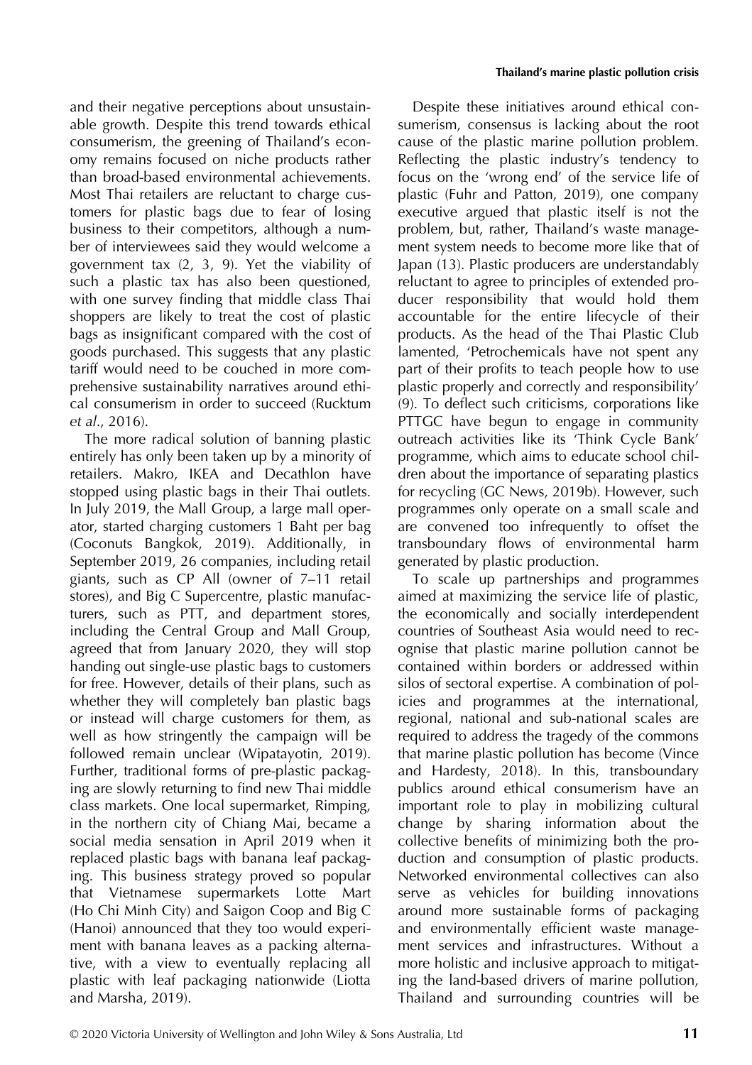and their negative perceptions about unsustainable growth. This trend towards ethical consumerism, the greening of Thailand's economy remains focused on niche products rather than broad-based environmental achievements. Most Thai retailers are reluctant to charge customers for plastic bags due to fear of losing business to their competitors, although a number of interviewees said they would welcome a government tax (2, 3, 9). Yet the viability of such a plastic tax has also been questioned, with one survey finding that middle class Thai shoppers are likely to treat the cost of plastic bags as insignificant compared with the cost of goods purchased. This suggests that any plastic tariff would need to be couched in more comprehensive sustainability narratives around ethical consumerism in order to succeed (Rucktum *et al*., 2016).

The more radical solution of banning plastic entirely has only been taken up by a minority of retailers. Makro, IKEA and Decathlon have stopped using plastic bags in their Thai outlets. In July 2019, the Mall Group, a large mall operator, started charging customers 1 Baht per bag (Coconuts Bangkok, 2019). Additionally, in September 2019, 26 companies, including retail giants, such as CP All (owner of 7–11 retail stores), and Big C Supercentre, plastic manufacturers, such as PTT, and department stores, including the Central Group and Mall Group, agreed that from January 2020, they will stop handing out single-use plastic bags to customers for free. However, details of their plans, such as whether they will completely ban plastic bags or instead will charge customers for them, as well as how stringently the campaign will be followed remain unclear (Wipatayotin, 2019). Further, traditional forms of pre-plastic packaging are slowly returning to find new Thai middle class markets. One local supermarket, Rimping, in the northern city of Chiang Mai, became a social media sensation in April 2019 when it replaced plastic bags with banana leaf packaging. This business strategy proved so popular that Vietnamese supermarkets Lotte Mart (Ho Chi Minh City) and Saigon Coop and Big C (Hanoi) announced that they too would experiment with banana leaves as a packing alternative, with a view to eventually replacing all plastic with leaf packaging nationwide (Liotta and Marsha, 2019).

Despite these initiatives around ethical consumerism, consensus is lacking about the root cause of the plastic marine pollution problem. Reflecting the plastic industry's tendency to focus on the 'wrong end' of the service life of plastic (Fuhr and Patton, 2019), one company executive argued that plastic itself is not the problem, but, rather, Thailand's waste management system needs to become more like that of Japan (13). Plastic producers are understandably reluctant to agree to principles of extended producer responsibility that would hold them accountable for the entire lifecycle of their products. As the head of the Thai Plastic Club lamented, 'Petrochemicals have not spent any part of their profits to teach people how to use plastic properly and correctly and responsibility' (9). To deflect such criticisms, corporations like PTTGC have begun to engage in community outreach activities like its 'Think Cycle Bank' programme, which aims to educate school children about the importance of separating plastics for recycling (GC News, 2019b). However, such programmes only operate on a small scale and are convened too infrequently to offset the transboundary flows of environmental harm generated by plastic production.

To scale up partnerships and programmes aimed at maximizing the service life of plastic, the economically and socially interdependent countries of Southeast Asia would need to recognise that plastic marine pollution cannot be contained within borders or addressed within silos of sectoral expertise. A combination of policies and programmes at the international, regional, national and sub-national scales are required to address the tragedy of the commons that marine plastic pollution has become (Vince and Hardesty, 2018). In this, transboundary publics around ethical consumerism have an important role to play in mobilizing cultural change by sharing information about the collective benefits of minimizing both the production and consumption of plastic products. Networked environmental collectives can also serve as vehicles for building innovations around more sustainable forms of packaging and environmentally efficient waste management services and infrastructures. Without a more holistic and inclusive approach to mitigating the land-based drivers of marine pollution, Thailand and surrounding countries will be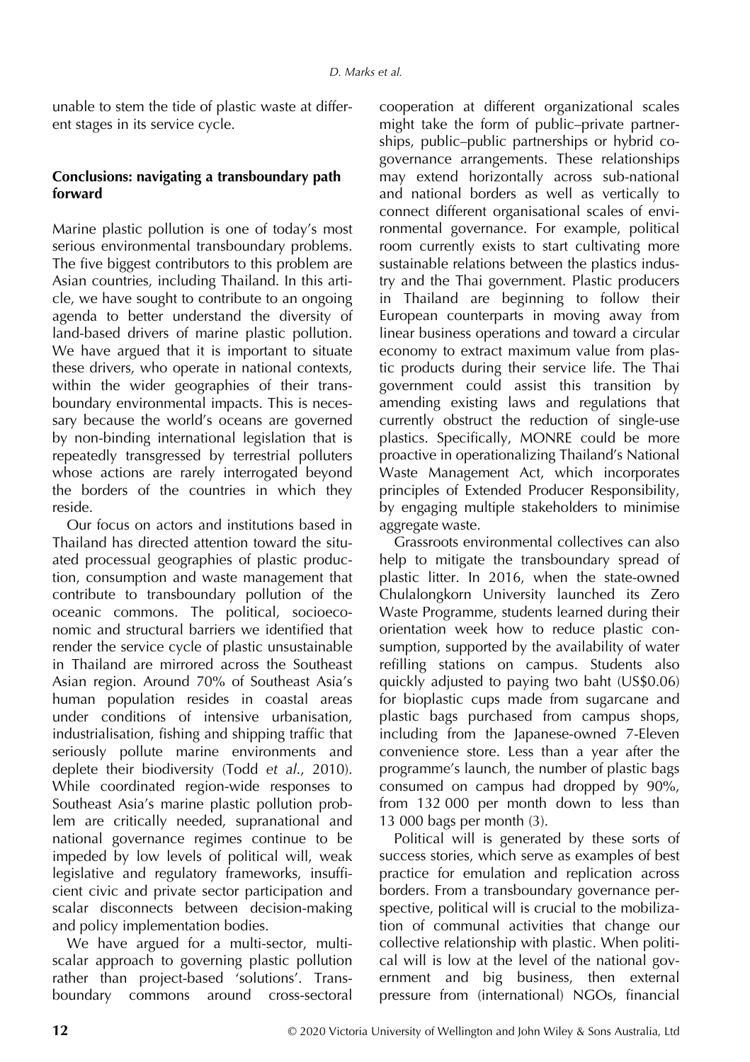unable to stem the tide of plastic waste at different stages in its service cycle.

## Conclusions: navigating a transboundary path forward

Marine plastic pollution is one of today's most serious environmental transboundary problems. The five biggest contributors to this problem are Asian countries, including Thailand. In this article, we have sought to contribute to an ongoing agenda to better understand the diversity of land-based drivers of marine plastic pollution. We have argued that it is important to situate these drivers, who operate in national contexts, within the wider geographies of their transboundary environmental impacts. This is necessary because the world's oceans are governed by non-binding international legislation that is repeatedly transgressed by terrestrial polluters whose actions are rarely interrogated beyond the borders of the countries in which they reside.

Our focus on actors and institutions based in Thailand has directed attention toward the situated processual geographies of plastic production, consumption and waste management that contribute to transboundary pollution of the oceanic commons. The political, socioeconomic and structural barriers we identified that render the service cycle of plastic unsustainable in Thailand are mirrored across the Southeast Asian region. Around 70% of Southeast Asia's human population resides in coastal areas under conditions of intensive urbanisation, industrialisation, fishing and shipping traffic that seriously pollute marine environments and deplete their biodiversity (Todd *et al.*, 2010). While coordinated region-wide responses to Southeast Asia's marine plastic pollution problem are critically needed, supranational and national governance regimes continue to be impeded by low levels of political will, weak legislative and regulatory frameworks, insufficient civic and private sector participation and scalar disconnects between decision-making and policy implementation bodies.

We have argued for a multi-sector, multi-scalar approach to governing plastic pollution rather than project-based 'solutions'. Transboundary commons around cross-sectoral cooperation at different organizational scales might take the form of public–private partnerships, public–public partnerships or hybrid co-governance arrangements. These relationships may extend horizontally across sub-national and national borders as well as vertically to connect different organisational scales of environmental governance. For example, political room currently exists to start cultivating more sustainable relations between the plastics industry and the Thai government. Plastic producers in Thailand are beginning to follow their European counterparts in moving away from linear business operations and toward a circular economy to extract maximum value from plastic products during their service life. The Thai government could assist this transition by amending existing laws and regulations that currently obstruct the reduction of single-use plastics. Specifically, MONRE could be more proactive in operationalizing Thailand's National Waste Management Act, which incorporates principles of Extended Producer Responsibility, by engaging multiple stakeholders to minimise aggregate waste.

Grassroots environmental collectives can also help to mitigate the transboundary spread of plastic litter. In 2016, when the state-owned Chulalongkorn University launched its Zero Waste Programme, students learned during their orientation week how to reduce plastic consumption, supported by the availability of water refilling stations on campus. Students also quickly adjusted to paying two baht (US$0.06) for bioplastic cups made from sugarcane and plastic bags purchased from campus shops, including from the Japanese-owned 7-Eleven convenience store. Less than a year after the programme's launch, the number of plastic bags consumed on campus had dropped by 90%, from 132 000 per month down to less than 13 000 bags per month (3).

Political will is generated by these sorts of success stories, which serve as examples of best practice for emulation and replication across borders. From a transboundary governance perspective, political will is crucial to the mobilization of communal activities that change our collective relationship with plastic. When political will is low at the level of the national government and big business, then external pressure from (international) NGOs, financial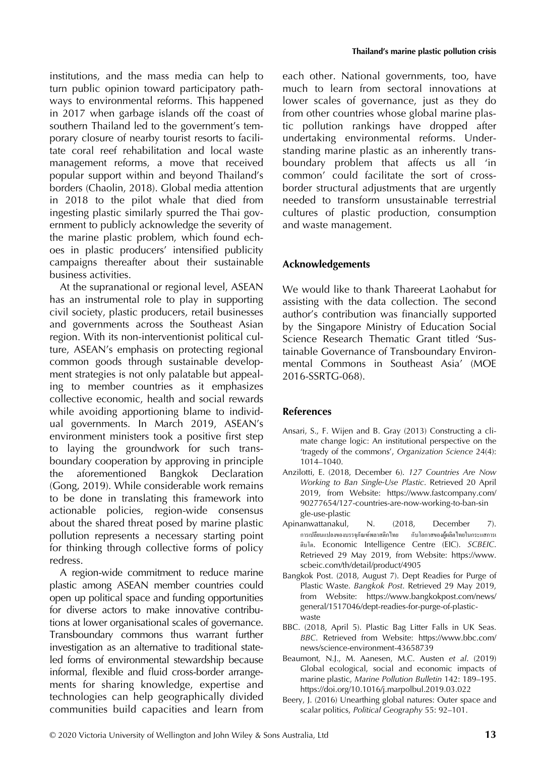institutions, and the mass media can help to turn public opinion toward participatory pathways to environmental reforms. This happened in 2017 when garbage islands off the coast of southern Thailand led to the government's temporary closure of nearby tourist resorts to facilitate coral reef rehabilitation and local waste management reforms, a move that received popular support within and beyond Thailand's borders (Chaolin, 2018). Global media attention in 2018 to the pilot whale that died from ingesting plastic similarly spurred the Thai government to publicly acknowledge the severity of the marine plastic problem, which found echoes in plastic producers' intensified publicity campaigns thereafter about their sustainable business activities.

At the supranational or regional level, ASEAN has an instrumental role to play in supporting civil society, plastic producers, retail businesses and governments across the Southeast Asian region. With its non-interventionist political culture, ASEAN's emphasis on protecting regional common goods through sustainable development strategies is not only palatable but appealing to member countries as it emphasizes collective economic, health and social rewards while avoiding apportioning blame to individual governments. In March 2019, ASEAN's environment ministers took a positive first step to laying the groundwork for such transboundary cooperation by approving in principle the aforementioned Bangkok Declaration (Gong, 2019). While considerable work remains to be done in translating this framework into actionable policies, region-wide consensus about the shared threat posed by marine plastic pollution represents a necessary starting point for thinking through collective forms of policy redress.

A region-wide commitment to reduce marine plastic among ASEAN member countries could open up political space and funding opportunities for diverse actors to make innovative contributions at lower organisational scales of governance. Transboundary commons thus warrant further investigation as an alternative to traditional state-led forms of environmental stewardship because informal, flexible and fluid cross-border arrangements for sharing knowledge, expertise and technologies can help geographically divided communities build capacities and learn from each other. National governments, too, have much to learn from sectoral innovations at lower scales of governance, just as they do from other countries whose global marine plastic pollution rankings have dropped after undertaking environmental reforms. Understanding marine plastic as an inherently transboundary problem that affects us all 'in common' could facilitate the sort of cross-border structural adjustments that are urgently needed to transform unsustainable terrestrial cultures of plastic production, consumption and waste management.

## Acknowledgements

We would like to thank Thareerat Laohabut for assisting with the data collection. The second author's contribution was financially supported by the Singapore Ministry of Education Social Science Research Thematic Grant titled 'Sustainable Governance of Transboundary Environmental Commons in Southeast Asia' (MOE 2016-SSRTG-068).

## References

Ansari, S., F. Wijen and B. Gray (2013) Constructing a climate change logic: An institutional perspective on the 'tragedy of the commons', *Organization Science* 24(4): 1014–1040.

Anzilotti, E. (2018, December 6). *127 Countries Are Now Working to Ban Single-Use Plastic*. Retrieved 20 April 2019, from Website: https://www.fastcompany.com/90277654/127-countries-are-now-working-to-ban-single-use-plastic

Apinanwattanakul, N. (2018, December 7). การเปลี่ยนแปลงของบรรจุภัณฑ์พลาสติกไทย กับโอกาสของผู้ผลิตไทยในกระแสการเติบโต. Economic Intelligence Centre (EIC). *SCBEIC*. Retrieved 29 May 2019, from Website: https://www.scbeic.com/th/detail/product/4905

Bangkok Post. (2018, August 7). Dept Readies for Purge of Plastic Waste. *Bangkok Post*. Retrieved 29 May 2019, from Website: https://www.bangkokpost.com/news/general/1517046/dept-readies-for-purge-of-plastic-waste

BBC. (2018, April 5). Plastic Bag Litter Falls in UK Seas. *BBC*. Retrieved from Website: https://www.bbc.com/news/science-environment-43658739

Beaumont, N.J., M. Aanesen, M.C. Austen *et al*. (2019) Global ecological, social and economic impacts of marine plastic, *Marine Pollution Bulletin* 142: 189–195. https://doi.org/10.1016/j.marpolbul.2019.03.022

Beery, J. (2016) Unearthing global natures: Outer space and scalar politics, *Political Geography* 55: 92–101.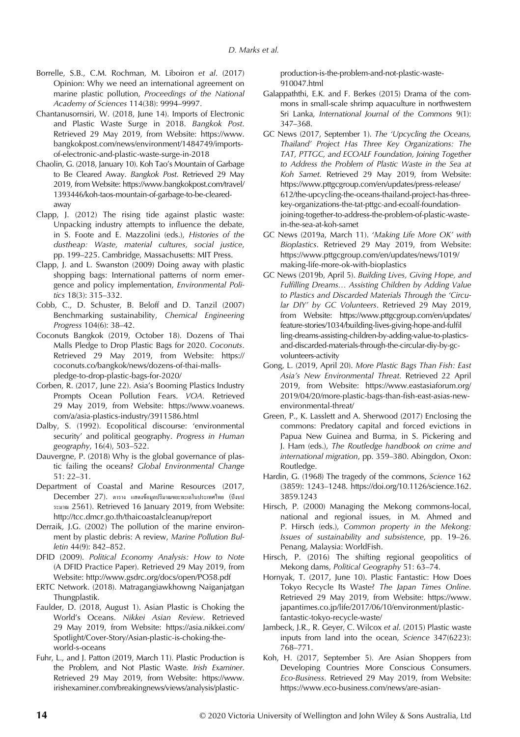Borrelle, S.B., C.M. Rochman, M. Liboiron *et al*. (2017) Opinion: Why we need an international agreement on marine plastic pollution, *Proceedings of the National Academy of Sciences* 114(38): 9994–9997.

Chantanusornsiri, W. (2018, June 14). Imports of Electronic and Plastic Waste Surge in 2018. *Bangkok Post*. Retrieved 29 May 2019, from Website: https://www.bangkokpost.com/news/environment/1484749/imports-of-electronic-and-plastic-waste-surge-in-2018

Chaolin, G. (2018, January 10). Koh Tao's Mountain of Garbage to Be Cleared Away. *Bangkok Post*. Retrieved 29 May 2019, from Website: https://www.bangkokpost.com/travel/1393446/koh-taos-mountain-of-garbage-to-be-cleared-away

Clapp, J. (2012) The rising tide against plastic waste: Unpacking industry attempts to influence the debate, in S. Foote and E. Mazzolini (eds.), *Histories of the dustheap: Waste, material cultures, social justice*, pp. 199–225. Cambridge, Massachusetts: MIT Press.

Clapp, J. and L. Swanston (2009) Doing away with plastic shopping bags: International patterns of norm emergence and policy implementation, *Environmental Politics* 18(3): 315–332.

Cobb, C., D. Schuster, B. Beloff and D. Tanzil (2007) Benchmarking sustainability, *Chemical Engineering Progress* 104(6): 38–42.

Coconuts Bangkok (2019, October 18). Dozens of Thai Malls Pledge to Drop Plastic Bags for 2020. *Coconuts*. Retrieved 29 May 2019, from Website: https://coconuts.co/bangkok/news/dozens-of-thai-malls-pledge-to-drop-plastic-bags-for-2020/

Corben, R. (2017, June 22). Asia's Booming Plastics Industry Prompts Ocean Pollution Fears. *VOA*. Retrieved 29 May 2019, from Website: https://www.voanews.com/a/asia-plastics-industry/3911586.html

Dalby, S. (1992). Ecopolitical discourse: 'environmental security' and political geography. *Progress in Human geography*, 16(4), 503–522.

Dauvergne, P. (2018) Why is the global governance of plastic failing the oceans? *Global Environmental Change* 51: 22–31.

Department of Coastal and Marine Resources (2017, December 27). ตาราง แสดงข้อมูลปริมาณขยะทะเลในประเทศไทย (ปีงบประมาณ 2561). Retrieved 16 January 2019, from Website: http://tcc.dmcr.go.th/thaicoastalcleanup/report

Derraik, J.G. (2002) The pollution of the marine environment by plastic debris: A review, *Marine Pollution Bulletin* 44(9): 842–852.

DFID (2009). *Political Economy Analysis: How to Note* (A DFID Practice Paper). Retrieved 29 May 2019, from Website: http://www.gsdrc.org/docs/open/PO58.pdf

ERTC Network. (2018). Matragangiawkhowng Naiganjatgan Thungplastik.

Faulder, D. (2018, August 1). Asian Plastic is Choking the World's Oceans. *Nikkei Asian Review*. Retrieved 29 May 2019, from Website: https://asia.nikkei.com/Spotlight/Cover-Story/Asian-plastic-is-choking-the-world-s-oceans

Fuhr, L., and J. Patton (2019, March 11). Plastic Production is the Problem, and Not Plastic Waste. *Irish Examiner*. Retrieved 29 May 2019, from Website: https://www.irishexaminer.com/breakingnews/views/analysis/plastic-production-is-the-problem-and-not-plastic-waste-910047.html

Galappaththi, E.K. and F. Berkes (2015) Drama of the commons in small-scale shrimp aquaculture in northwestern Sri Lanka, *International Journal of the Commons* 9(1): 347–368.

GC News (2017, September 1). *The 'Upcycling the Oceans, Thailand' Project Has Three Key Organizations: The TAT, PTTGC, and ECOALF Foundation, Joining Together to Address the Problem of Plastic Waste in the Sea at Koh Samet*. Retrieved 29 May 2019, from Website: https://www.pttgcgroup.com/en/updates/press-release/612/the-upcycling-the-oceans-thailand-project-has-three-key-organizations-the-tat-pttgc-and-ecoalf-foundation-joining-together-to-address-the-problem-of-plastic-waste-in-the-sea-at-koh-samet

GC News (2019a, March 11). *'Making Life More OK' with Bioplastics*. Retrieved 29 May 2019, from Website: https://www.pttgcgroup.com/en/updates/news/1019/making-life-more-ok-with-bioplastics

GC News (2019b, April 5). *Building Lives, Giving Hope, and Fulfilling Dreams… Assisting Children by Adding Value to Plastics and Discarded Materials Through the 'Circular DIY' by GC Volunteers*. Retrieved 29 May 2019, from Website: https://www.pttgcgroup.com/en/updates/feature-stories/1034/building-lives-giving-hope-and-fulfilling-dreams-assisting-children-by-adding-value-to-plastics-and-discarded-materials-through-the-circular-diy-by-gc-volunteers-activity

Gong, L. (2019, April 20). *More Plastic Bags Than Fish: East Asia's New Environmental Threat*. Retrieved 22 April 2019, from Website: https://www.eastasiaforum.org/2019/04/20/more-plastic-bags-than-fish-east-asias-new-environmental-threat/

Green, P., K. Lasslett and A. Sherwood (2017) Enclosing the commons: Predatory capital and forced evictions in Papua New Guinea and Burma, in S. Pickering and J. Ham (eds.), *The Routledge handbook on crime and international migration*, pp. 359–380. Abingdon, Oxon: Routledge.

Hardin, G. (1968) The tragedy of the commons, *Science* 162 (3859): 1243–1248. https://doi.org/10.1126/science.162.3859.1243

Hirsch, P. (2000) Managing the Mekong commons-local, national and regional issues, in M. Ahmed and P. Hirsch (eds.), *Common property in the Mekong: Issues of sustainability and subsistence*, pp. 19–26. Penang, Malaysia: WorldFish.

Hirsch, P. (2016) The shifting regional geopolitics of Mekong dams, *Political Geography* 51: 63–74.

Hornyak, T. (2017, June 10). Plastic Fantastic: How Does Tokyo Recycle Its Waste? *The Japan Times Online*. Retrieved 29 May 2019, from Website: https://www.japantimes.co.jp/life/2017/06/10/environment/plastic-fantastic-tokyo-recycle-waste/

Jambeck, J.R., R. Geyer, C. Wilcox *et al*. (2015) Plastic waste inputs from land into the ocean, *Science* 347(6223): 768–771.

Koh, H. (2017, September 5). Are Asian Shoppers from Developing Countries More Conscious Consumers. *Eco-Business*. Retrieved 29 May 2019, from Website: https://www.eco-business.com/news/are-asian-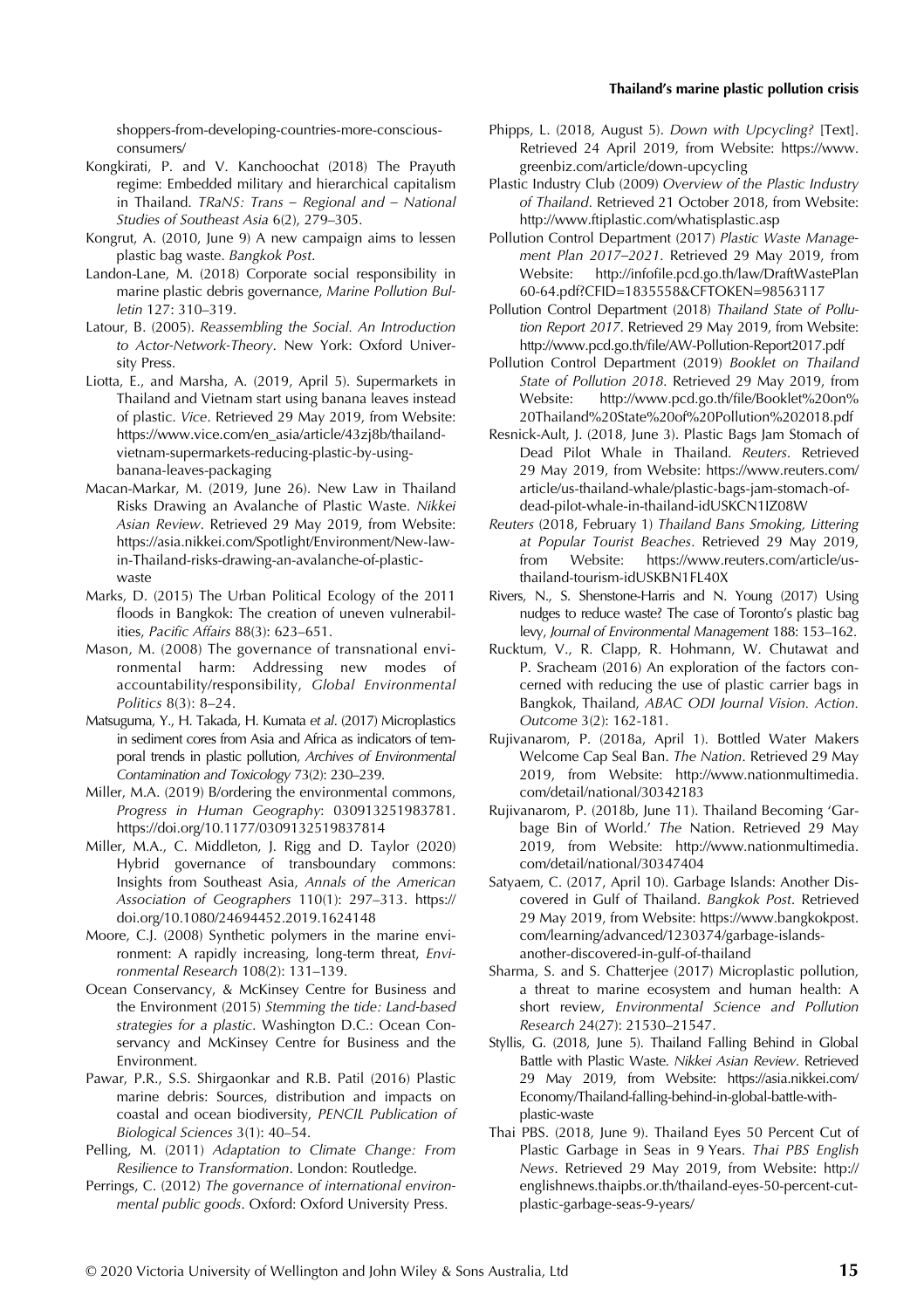shoppers-from-developing-countries-more-conscious-consumers/

Kongkirati, P. and V. Kanchoochat (2018) The Prayuth regime: Embedded military and hierarchical capitalism in Thailand. *TRaNS: Trans – Regional and – National Studies of Southeast Asia* 6(2), 279–305.

Kongrut, A. (2010, June 9) A new campaign aims to lessen plastic bag waste. *Bangkok Post*.

Landon-Lane, M. (2018) Corporate social responsibility in marine plastic debris governance, *Marine Pollution Bulletin* 127: 310–319.

Latour, B. (2005). *Reassembling the Social. An Introduction to Actor-Network-Theory*. New York: Oxford University Press.

Liotta, E., and Marsha, A. (2019, April 5). Supermarkets in Thailand and Vietnam start using banana leaves instead of plastic. *Vice*. Retrieved 29 May 2019, from Website: https://www.vice.com/en_asia/article/43zj8b/thailand-vietnam-supermarkets-reducing-plastic-by-using-banana-leaves-packaging

Macan-Markar, M. (2019, June 26). New Law in Thailand Risks Drawing an Avalanche of Plastic Waste. *Nikkei Asian Review*. Retrieved 29 May 2019, from Website: https://asia.nikkei.com/Spotlight/Environment/New-law-in-Thailand-risks-drawing-an-avalanche-of-plastic-waste

Marks, D. (2015) The Urban Political Ecology of the 2011 floods in Bangkok: The creation of uneven vulnerabilities, *Pacific Affairs* 88(3): 623–651.

Mason, M. (2008) The governance of transnational environmental harm: Addressing new modes of accountability/responsibility, *Global Environmental Politics* 8(3): 8–24.

Matsuguma, Y., H. Takada, H. Kumata *et al*. (2017) Microplastics in sediment cores from Asia and Africa as indicators of temporal trends in plastic pollution, *Archives of Environmental Contamination and Toxicology* 73(2): 230–239.

Miller, M.A. (2019) B/ordering the environmental commons, *Progress in Human Geography*: 030913251983781. https://doi.org/10.1177/0309132519837814

Miller, M.A., C. Middleton, J. Rigg and D. Taylor (2020) Hybrid governance of transboundary commons: Insights from Southeast Asia, *Annals of the American Association of Geographers* 110(1): 297–313. https://doi.org/10.1080/24694452.2019.1624148

Moore, C.J. (2008) Synthetic polymers in the marine environment: A rapidly increasing, long-term threat, *Environmental Research* 108(2): 131–139.

Ocean Conservancy, & McKinsey Centre for Business and the Environment (2015) *Stemming the tide: Land-based strategies for a plastic*. Washington D.C.: Ocean Conservancy and McKinsey Centre for Business and the Environment.

Pawar, P.R., S.S. Shirgaonkar and R.B. Patil (2016) Plastic marine debris: Sources, distribution and impacts on coastal and ocean biodiversity, *PENCIL Publication of Biological Sciences* 3(1): 40–54.

Pelling, M. (2011) *Adaptation to Climate Change: From Resilience to Transformation*. London: Routledge.

Perrings, C. (2012) *The governance of international environmental public goods*. Oxford: Oxford University Press.

Phipps, L. (2018, August 5). *Down with Upcycling?* [Text]. Retrieved 24 April 2019, from Website: https://www.greenbiz.com/article/down-upcycling

Plastic Industry Club (2009) *Overview of the Plastic Industry of Thailand*. Retrieved 21 October 2018, from Website: http://www.ftiplastic.com/whatisplastic.asp

Pollution Control Department (2017) *Plastic Waste Management Plan 2017–2021*. Retrieved 29 May 2019, from Website: http://infofile.pcd.go.th/law/DraftWastePlan60-64.pdf?CFID=1835558&CFTOKEN=98563117

Pollution Control Department (2018) *Thailand State of Pollution Report 2017*. Retrieved 29 May 2019, from Website: http://www.pcd.go.th/file/AW-Pollution-Report2017.pdf

Pollution Control Department (2019) *Booklet on Thailand State of Pollution 2018*. Retrieved 29 May 2019, from Website: http://www.pcd.go.th/file/Booklet%20on%20Thailand%20State%20of%20Pollution%202018.pdf

Resnick-Ault, J. (2018, June 3). Plastic Bags Jam Stomach of Dead Pilot Whale in Thailand. *Reuters*. Retrieved 29 May 2019, from Website: https://www.reuters.com/article/us-thailand-whale/plastic-bags-jam-stomach-of-dead-pilot-whale-in-thailand-idUSKCN1IZ08W

*Reuters* (2018, February 1) *Thailand Bans Smoking, Littering at Popular Tourist Beaches*. Retrieved 29 May 2019, from Website: https://www.reuters.com/article/us-thailand-tourism-idUSKBN1FL40X

Rivers, N., S. Shenstone-Harris and N. Young (2017) Using nudges to reduce waste? The case of Toronto's plastic bag levy, *Journal of Environmental Management* 188: 153–162.

Rucktum, V., R. Clapp, R. Hohmann, W. Chutawat and P. Sracheam (2016) An exploration of the factors concerned with reducing the use of plastic carrier bags in Bangkok, Thailand, *ABAC ODI Journal Vision. Action. Outcome* 3(2): 162-181.

Rujivanarom, P. (2018a, April 1). Bottled Water Makers Welcome Cap Seal Ban. *The Nation*. Retrieved 29 May 2019, from Website: http://www.nationmultimedia.com/detail/national/30342183

Rujivanarom, P. (2018b, June 11). Thailand Becoming 'Garbage Bin of World.' *The* Nation. Retrieved 29 May 2019, from Website: http://www.nationmultimedia.com/detail/national/30347404

Satyaem, C. (2017, April 10). Garbage Islands: Another Discovered in Gulf of Thailand. *Bangkok Post*. Retrieved 29 May 2019, from Website: https://www.bangkokpost.com/learning/advanced/1230374/garbage-islands-another-discovered-in-gulf-of-thailand

Sharma, S. and S. Chatterjee (2017) Microplastic pollution, a threat to marine ecosystem and human health: A short review, *Environmental Science and Pollution Research* 24(27): 21530–21547.

Styllis, G. (2018, June 5). Thailand Falling Behind in Global Battle with Plastic Waste. *Nikkei Asian Review*. Retrieved 29 May 2019, from Website: https://asia.nikkei.com/Economy/Thailand-falling-behind-in-global-battle-with-plastic-waste

Thai PBS. (2018, June 9). Thailand Eyes 50 Percent Cut of Plastic Garbage in Seas in 9 Years. *Thai PBS English News*. Retrieved 29 May 2019, from Website: http://englishnews.thaipbs.or.th/thailand-eyes-50-percent-cut-plastic-garbage-seas-9-years/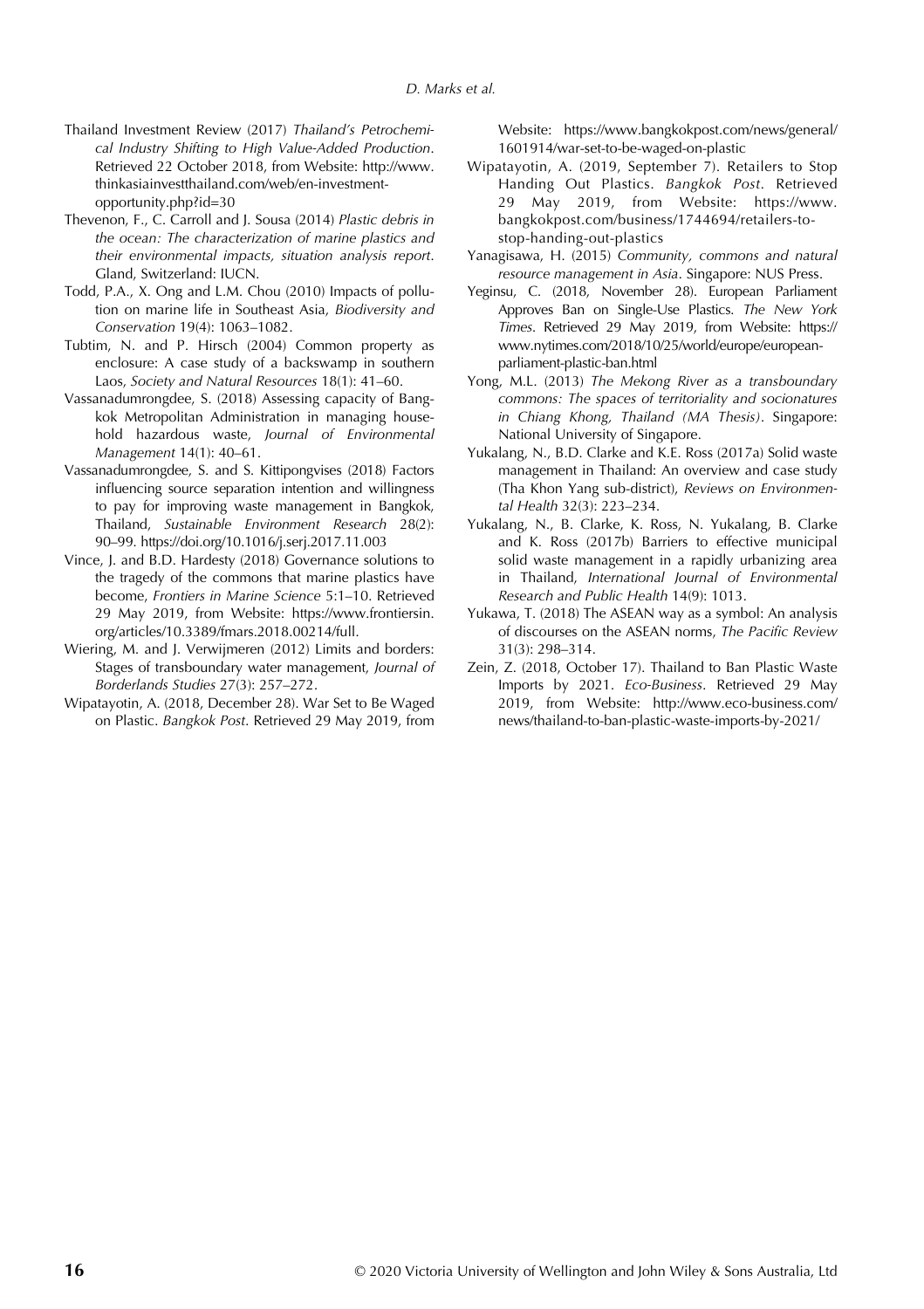Thailand Investment Review (2017) *Thailand's Petrochemical Industry Shifting to High Value-Added Production*. Retrieved 22 October 2018, from Website: http://www.thinkasiainvestthailand.com/web/en-investment-opportunity.php?id=30

Thevenon, F., C. Carroll and J. Sousa (2014) *Plastic debris in the ocean: The characterization of marine plastics and their environmental impacts, situation analysis report*. Gland, Switzerland: IUCN.

Todd, P.A., X. Ong and L.M. Chou (2010) Impacts of pollution on marine life in Southeast Asia, *Biodiversity and Conservation* 19(4): 1063–1082.

Tubtim, N. and P. Hirsch (2004) Common property as enclosure: A case study of a backswamp in southern Laos, *Society and Natural Resources* 18(1): 41–60.

Vassanadumrongdee, S. (2018) Assessing capacity of Bangkok Metropolitan Administration in managing household hazardous waste, *Journal of Environmental Management* 14(1): 40–61.

Vassanadumrongdee, S. and S. Kittipongvises (2018) Factors influencing source separation intention and willingness to pay for improving waste management in Bangkok, Thailand, *Sustainable Environment Research* 28(2): 90–99. https://doi.org/10.1016/j.serj.2017.11.003

Vince, J. and B.D. Hardesty (2018) Governance solutions to the tragedy of the commons that marine plastics have become, *Frontiers in Marine Science* 5:1–10. Retrieved 29 May 2019, from Website: https://www.frontiersin.org/articles/10.3389/fmars.2018.00214/full.

Wiering, M. and J. Verwijmeren (2012) Limits and borders: Stages of transboundary water management, *Journal of Borderlands Studies* 27(3): 257–272.

Wipatayotin, A. (2018, December 28). War Set to Be Waged on Plastic. *Bangkok Post*. Retrieved 29 May 2019, from Website: https://www.bangkokpost.com/news/general/1601914/war-set-to-be-waged-on-plastic

Wipatayotin, A. (2019, September 7). Retailers to Stop Handing Out Plastics. *Bangkok Post*. Retrieved 29 May 2019, from Website: https://www.bangkokpost.com/business/1744694/retailers-to-stop-handing-out-plastics

Yanagisawa, H. (2015) *Community, commons and natural resource management in Asia*. Singapore: NUS Press.

Yeginsu, C. (2018, November 28). European Parliament Approves Ban on Single-Use Plastics. *The New York Times*. Retrieved 29 May 2019, from Website: https://www.nytimes.com/2018/10/25/world/europe/european-parliament-plastic-ban.html

Yong, M.L. (2013) *The Mekong River as a transboundary commons: The spaces of territoriality and socionatures in Chiang Khong, Thailand (MA Thesis)*. Singapore: National University of Singapore.

Yukalang, N., B.D. Clarke and K.E. Ross (2017a) Solid waste management in Thailand: An overview and case study (Tha Khon Yang sub-district), *Reviews on Environmental Health* 32(3): 223–234.

Yukalang, N., B. Clarke, K. Ross, N. Yukalang, B. Clarke and K. Ross (2017b) Barriers to effective municipal solid waste management in a rapidly urbanizing area in Thailand, *International Journal of Environmental Research and Public Health* 14(9): 1013.

Yukawa, T. (2018) The ASEAN way as a symbol: An analysis of discourses on the ASEAN norms, *The Pacific Review* 31(3): 298–314.

Zein, Z. (2018, October 17). Thailand to Ban Plastic Waste Imports by 2021. *Eco-Business*. Retrieved 29 May 2019, from Website: http://www.eco-business.com/news/thailand-to-ban-plastic-waste-imports-by-2021/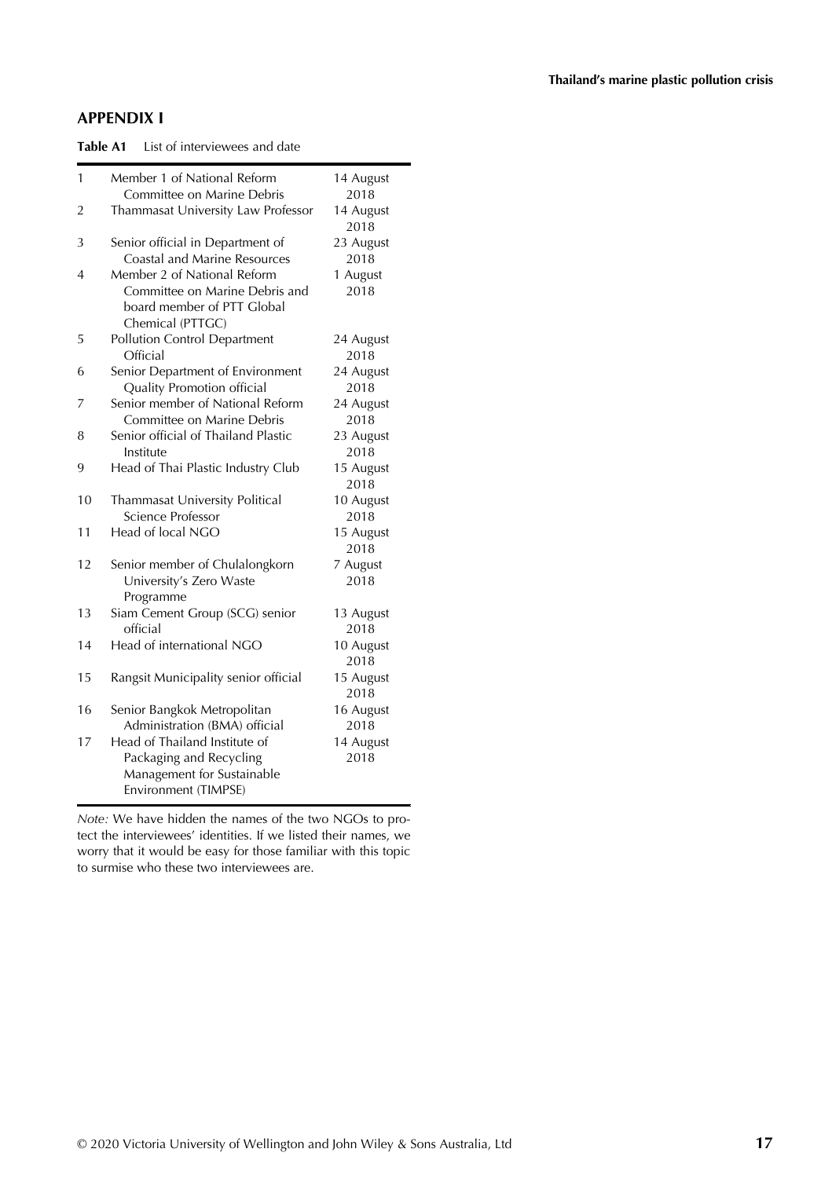## APPENDIX I

**Table A1** List of interviewees and date

| | | |
|---|---|---|
| 1 | Member 1 of National Reform Committee on Marine Debris | 14 August 2018 |
| 2 | Thammasat University Law Professor | 14 August 2018 |
| 3 | Senior official in Department of Coastal and Marine Resources | 23 August 2018 |
| 4 | Member 2 of National Reform Committee on Marine Debris and board member of PTT Global Chemical (PTTGC) | 1 August 2018 |
| 5 | Pollution Control Department Official | 24 August 2018 |
| 6 | Senior Department of Environment Quality Promotion official | 24 August 2018 |
| 7 | Senior member of National Reform Committee on Marine Debris | 24 August 2018 |
| 8 | Senior official of Thailand Plastic Institute | 23 August 2018 |
| 9 | Head of Thai Plastic Industry Club | 15 August 2018 |
| 10 | Thammasat University Political Science Professor | 10 August 2018 |
| 11 | Head of local NGO | 15 August 2018 |
| 12 | Senior member of Chulalongkorn University's Zero Waste Programme | 7 August 2018 |
| 13 | Siam Cement Group (SCG) senior official | 13 August 2018 |
| 14 | Head of international NGO | 10 August 2018 |
| 15 | Rangsit Municipality senior official | 15 August 2018 |
| 16 | Senior Bangkok Metropolitan Administration (BMA) official | 16 August 2018 |
| 17 | Head of Thailand Institute of Packaging and Recycling Management for Sustainable Environment (TIMPSE) | 14 August 2018 |

*Note:* We have hidden the names of the two NGOs to protect the interviewees' identities. If we listed their names, we worry that it would be easy for those familiar with this topic to surmise who these two interviewees are.

© 2020 Victoria University of Wellington and John Wiley & Sons Australia, Ltd